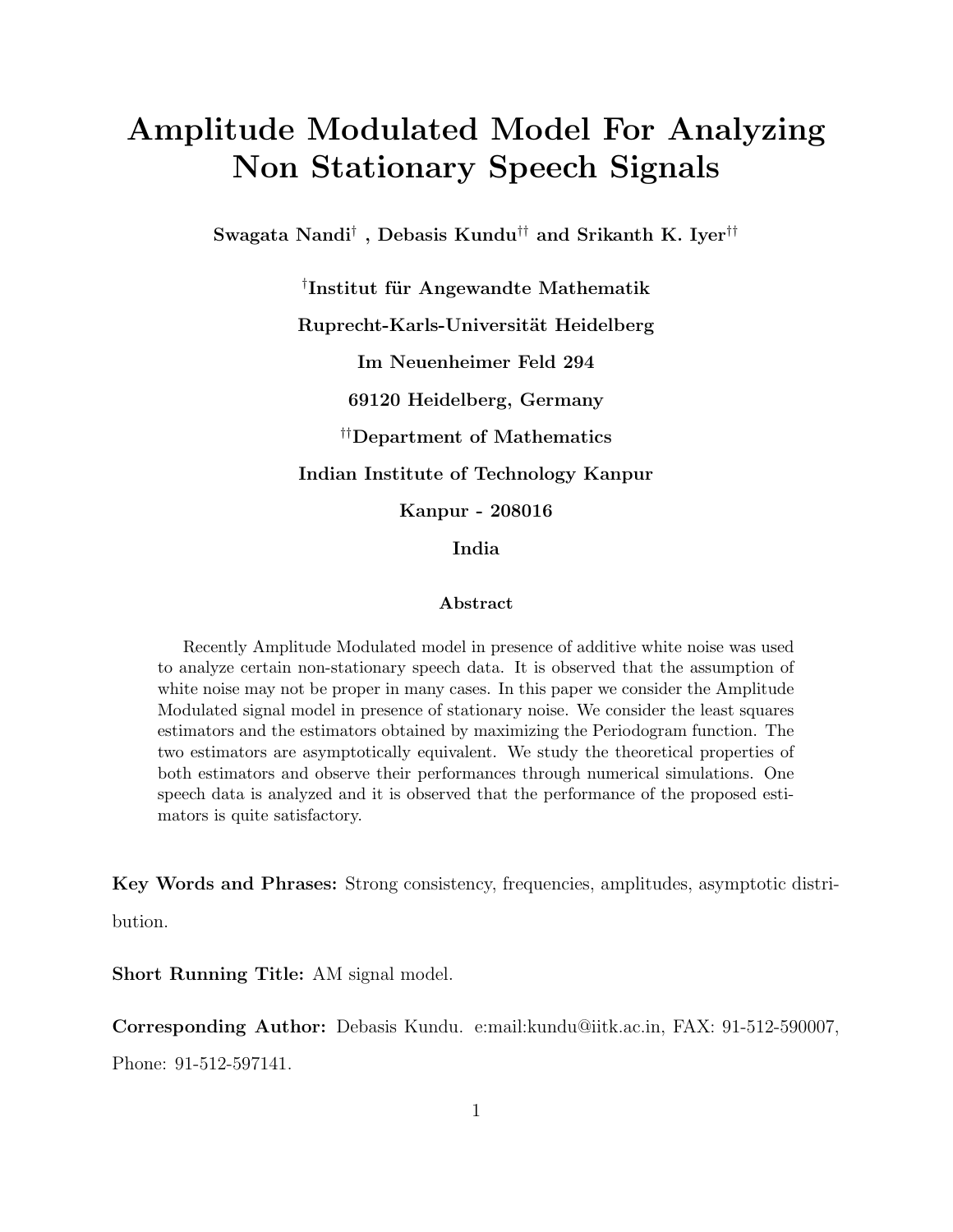# Amplitude Modulated Model For Analyzing Non Stationary Speech Signals

**Swagata Nandi[†] , Debasis Kundu[††] and Srikanth K. Iyer[††]**

**[†]Institut für Angewandte Mathematik**

**Ruprecht-Karls-Universität Heidelberg**

**Im Neuenheimer Feld 294**

**69120 Heidelberg, Germany**

**[††]Department of Mathematics**

**Indian Institute of Technology Kanpur**

**Kanpur - 208016**

**India**

### Abstract

Recently Amplitude Modulated model in presence of additive white noise was used to analyze certain non-stationary speech data. It is observed that the assumption of white noise may not be proper in many cases. In this paper we consider the Amplitude Modulated signal model in presence of stationary noise. We consider the least squares estimators and the estimators obtained by maximizing the Periodogram function. The two estimators are asymptotically equivalent. We study the theoretical properties of both estimators and observe their performances through numerical simulations. One speech data is analyzed and it is observed that the performance of the proposed estimators is quite satisfactory.

**Key Words and Phrases:** Strong consistency, frequencies, amplitudes, asymptotic distribution.

**Short Running Title:** AM signal model.

**Corresponding Author:** Debasis Kundu. e:mail:kundu@iitk.ac.in, FAX: 91-512-590007, Phone: 91-512-597141.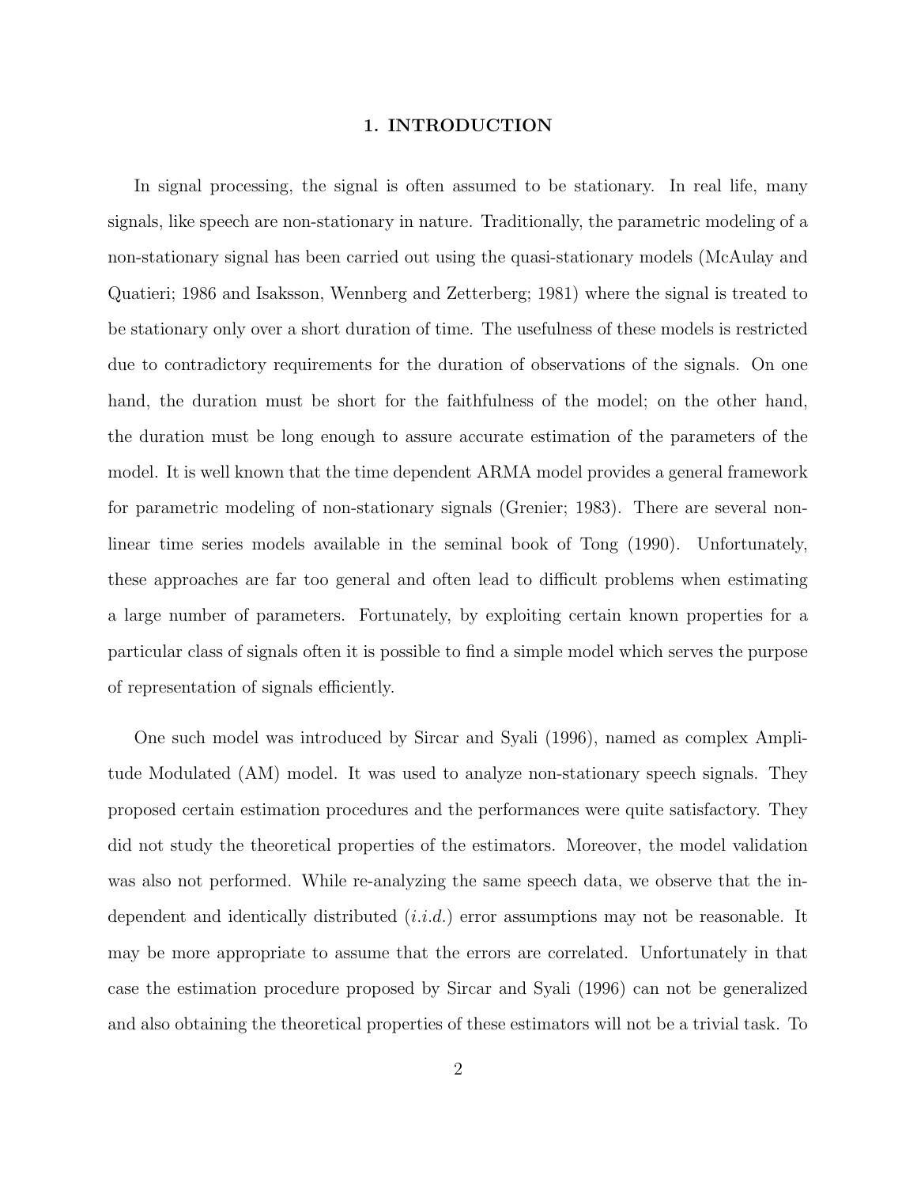# 1. INTRODUCTION

In signal processing, the signal is often assumed to be stationary. In real life, many signals, like speech are non-stationary in nature. Traditionally, the parametric modeling of a non-stationary signal has been carried out using the quasi-stationary models (McAulay and Quatieri; 1986 and Isaksson, Wennberg and Zetterberg; 1981) where the signal is treated to be stationary only over a short duration of time. The usefulness of these models is restricted due to contradictory requirements for the duration of observations of the signals. On one hand, the duration must be short for the faithfulness of the model; on the other hand, the duration must be long enough to assure accurate estimation of the parameters of the model. It is well known that the time dependent ARMA model provides a general framework for parametric modeling of non-stationary signals (Grenier; 1983). There are several non-linear time series models available in the seminal book of Tong (1990). Unfortunately, these approaches are far too general and often lead to difficult problems when estimating a large number of parameters. Fortunately, by exploiting certain known properties for a particular class of signals often it is possible to find a simple model which serves the purpose of representation of signals efficiently.

One such model was introduced by Sircar and Syali (1996), named as complex Amplitude Modulated (AM) model. It was used to analyze non-stationary speech signals. They proposed certain estimation procedures and the performances were quite satisfactory. They did not study the theoretical properties of the estimators. Moreover, the model validation was also not performed. While re-analyzing the same speech data, we observe that the independent and identically distributed (*i.i.d.*) error assumptions may not be reasonable. It may be more appropriate to assume that the errors are correlated. Unfortunately in that case the estimation procedure proposed by Sircar and Syali (1996) can not be generalized and also obtaining the theoretical properties of these estimators will not be a trivial task. To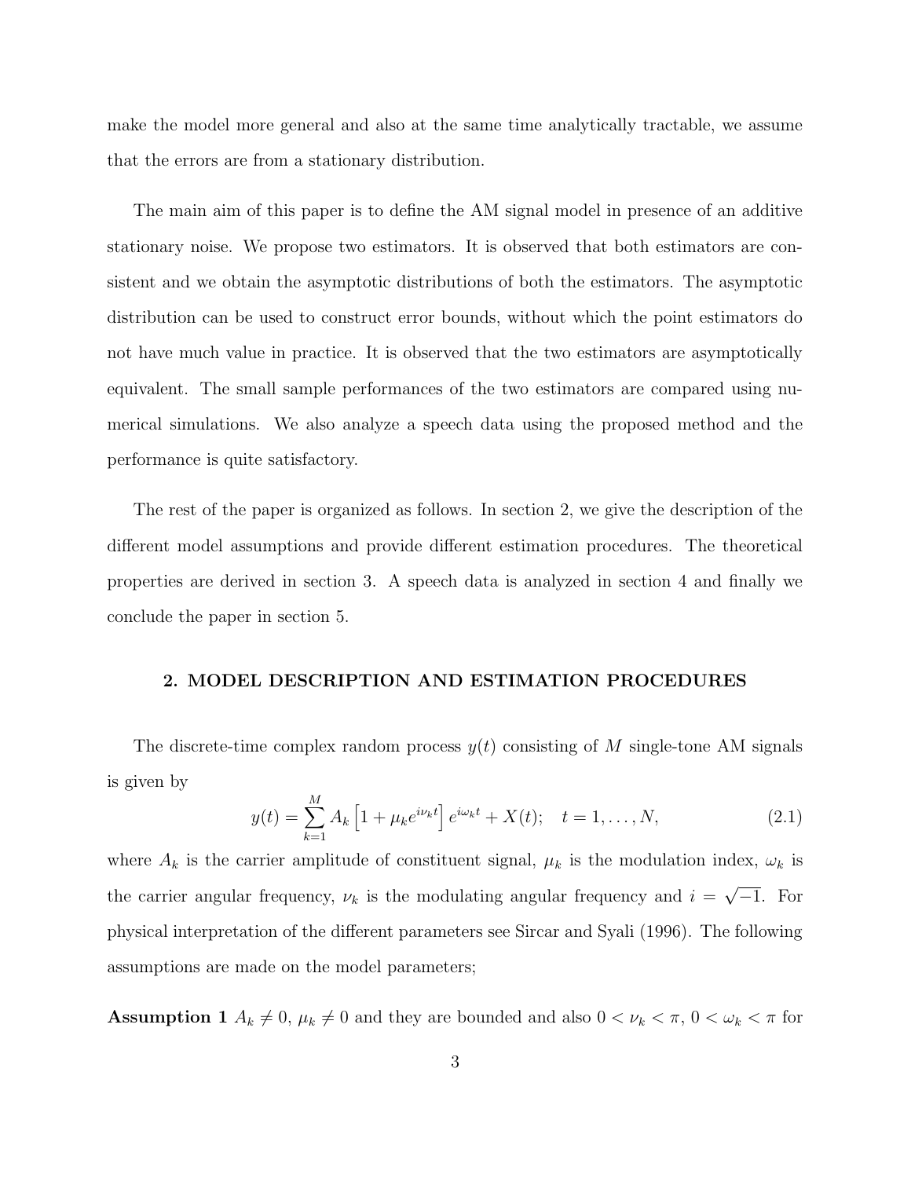make the model more general and also at the same time analytically tractable, we assume that the errors are from a stationary distribution.

The main aim of this paper is to define the AM signal model in presence of an additive stationary noise. We propose two estimators. It is observed that both estimators are consistent and we obtain the asymptotic distributions of both the estimators. The asymptotic distribution can be used to construct error bounds, without which the point estimators do not have much value in practice. It is observed that the two estimators are asymptotically equivalent. The small sample performances of the two estimators are compared using numerical simulations. We also analyze a speech data using the proposed method and the performance is quite satisfactory.

The rest of the paper is organized as follows. In section 2, we give the description of the different model assumptions and provide different estimation procedures. The theoretical properties are derived in section 3. A speech data is analyzed in section 4 and finally we conclude the paper in section 5.

## 2. MODEL DESCRIPTION AND ESTIMATION PROCEDURES

The discrete-time complex random process $y(t)$ consisting of $M$ single-tone AM signals is given by

$$y(t) = \sum_{k=1}^{M} A_k \left[1 + \mu_k e^{i\nu_k t}\right] e^{i\omega_k t} + X(t); \quad t = 1, \ldots, N, \tag{2.1}$$

where $A_k$ is the carrier amplitude of constituent signal, $\mu_k$ is the modulation index, $\omega_k$ is the carrier angular frequency, $\nu_k$ is the modulating angular frequency and $i = \sqrt{-1}$. For physical interpretation of the different parameters see Sircar and Syali (1996). The following assumptions are made on the model parameters;

**Assumption 1** $A_k \neq 0$, $\mu_k \neq 0$ and they are bounded and also $0 < \nu_k < \pi$, $0 < \omega_k < \pi$ for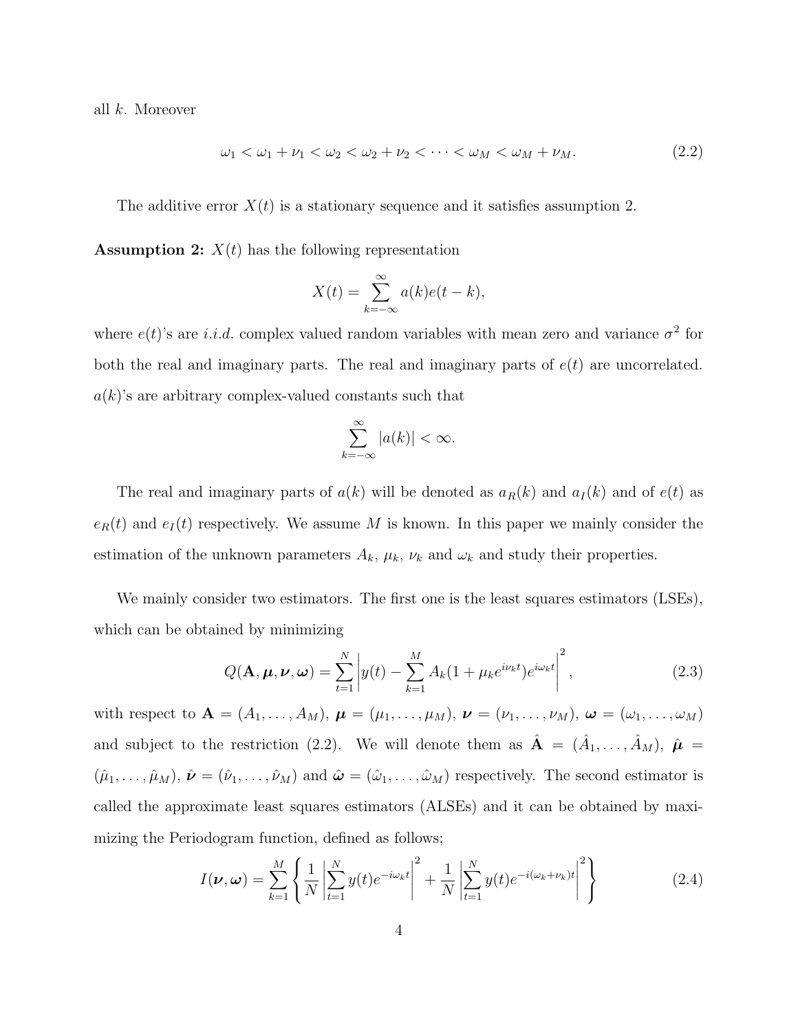all $k$. Moreover

$$\omega_1 < \omega_1 + \nu_1 < \omega_2 < \omega_2 + \nu_2 < \cdots < \omega_M < \omega_M + \nu_M. \tag{2.2}$$

The additive error $X(t)$ is a stationary sequence and it satisfies assumption 2.

**Assumption 2:** $X(t)$ has the following representation

$$X(t) = \sum_{k=-\infty}^{\infty} a(k) e(t-k),$$

where $e(t)$'s are *i.i.d.* complex valued random variables with mean zero and variance $\sigma^2$ for both the real and imaginary parts. The real and imaginary parts of $e(t)$ are uncorrelated. $a(k)$'s are arbitrary complex-valued constants such that

$$\sum_{k=-\infty}^{\infty} |a(k)| < \infty.$$

The real and imaginary parts of $a(k)$ will be denoted as $a_R(k)$ and $a_I(k)$ and of $e(t)$ as $e_R(t)$ and $e_I(t)$ respectively. We assume $M$ is known. In this paper we mainly consider the estimation of the unknown parameters $A_k$, $\mu_k$, $\nu_k$ and $\omega_k$ and study their properties.

We mainly consider two estimators. The first one is the least squares estimators (LSEs), which can be obtained by minimizing

$$Q(\mathbf{A}, \boldsymbol{\mu}, \boldsymbol{\nu}, \boldsymbol{\omega}) = \sum_{t=1}^{N} \left| y(t) - \sum_{k=1}^{M} A_k (1 + \mu_k e^{i\nu_k t}) e^{i\omega_k t} \right|^2, \tag{2.3}$$

with respect to $\mathbf{A} = (A_1, \ldots, A_M)$, $\boldsymbol{\mu} = (\mu_1, \ldots, \mu_M)$, $\boldsymbol{\nu} = (\nu_1, \ldots, \nu_M)$, $\boldsymbol{\omega} = (\omega_1, \ldots, \omega_M)$ and subject to the restriction (2.2). We will denote them as $\hat{\mathbf{A}} = (\hat{A}_1, \ldots, \hat{A}_M)$, $\hat{\boldsymbol{\mu}} = (\hat{\mu}_1, \ldots, \hat{\mu}_M)$, $\hat{\boldsymbol{\nu}} = (\hat{\nu}_1, \ldots, \hat{\nu}_M)$ and $\hat{\boldsymbol{\omega}} = (\hat{\omega}_1, \ldots, \hat{\omega}_M)$ respectively. The second estimator is called the approximate least squares estimators (ALSEs) and it can be obtained by maximizing the Periodogram function, defined as follows;

$$I(\boldsymbol{\nu}, \boldsymbol{\omega}) = \sum_{k=1}^{M} \left\{ \frac{1}{N} \left| \sum_{t=1}^{N} y(t) e^{-i\omega_k t} \right|^2 + \frac{1}{N} \left| \sum_{t=1}^{N} y(t) e^{-i(\omega_k + \nu_k)t} \right|^2 \right\} \tag{2.4}$$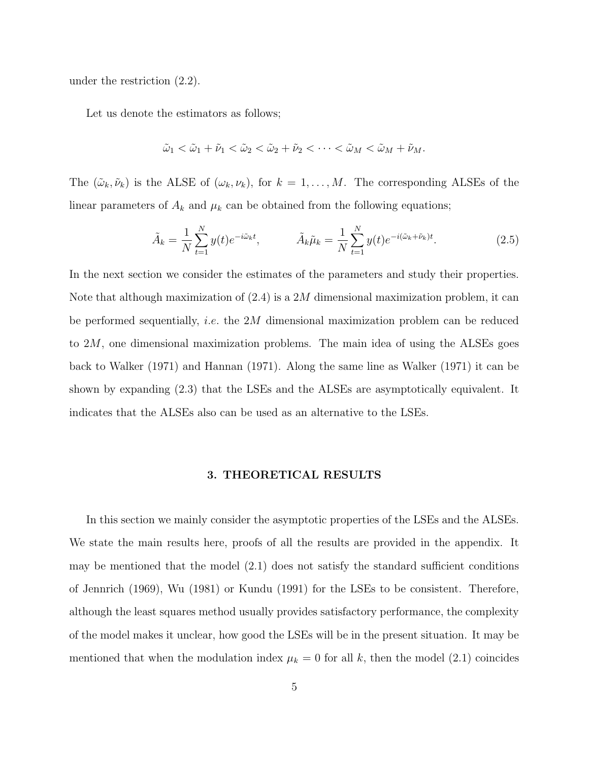under the restriction (2.2).

Let us denote the estimators as follows;

$$\tilde{\omega}_1 < \tilde{\omega}_1 + \tilde{\nu}_1 < \tilde{\omega}_2 < \tilde{\omega}_2 + \tilde{\nu}_2 < \cdots < \tilde{\omega}_M < \tilde{\omega}_M + \tilde{\nu}_M.$$

The $(\tilde{\omega}_k, \tilde{\nu}_k)$ is the ALSE of $(\omega_k, \nu_k)$, for $k = 1, \ldots, M$. The corresponding ALSEs of the linear parameters of $A_k$ and $\mu_k$ can be obtained from the following equations;

$$\tilde{A}_k = \frac{1}{N}\sum_{t=1}^{N} y(t)e^{-i\tilde{\omega}_k t}, \qquad \tilde{A}_k\tilde{\mu}_k = \frac{1}{N}\sum_{t=1}^{N} y(t)e^{-i(\tilde{\omega}_k+\tilde{\nu}_k)t}. \tag{2.5}$$

In the next section we consider the estimates of the parameters and study their properties. Note that although maximization of (2.4) is a $2M$ dimensional maximization problem, it can be performed sequentially, *i.e.* the $2M$ dimensional maximization problem can be reduced to $2M$, one dimensional maximization problems. The main idea of using the ALSEs goes back to Walker (1971) and Hannan (1971). Along the same line as Walker (1971) it can be shown by expanding (2.3) that the LSEs and the ALSEs are asymptotically equivalent. It indicates that the ALSEs also can be used as an alternative to the LSEs.

## 3. THEORETICAL RESULTS

In this section we mainly consider the asymptotic properties of the LSEs and the ALSEs. We state the main results here, proofs of all the results are provided in the appendix. It may be mentioned that the model (2.1) does not satisfy the standard sufficient conditions of Jennrich (1969), Wu (1981) or Kundu (1991) for the LSEs to be consistent. Therefore, although the least squares method usually provides satisfactory performance, the complexity of the model makes it unclear, how good the LSEs will be in the present situation. It may be mentioned that when the modulation index $\mu_k = 0$ for all $k$, then the model (2.1) coincides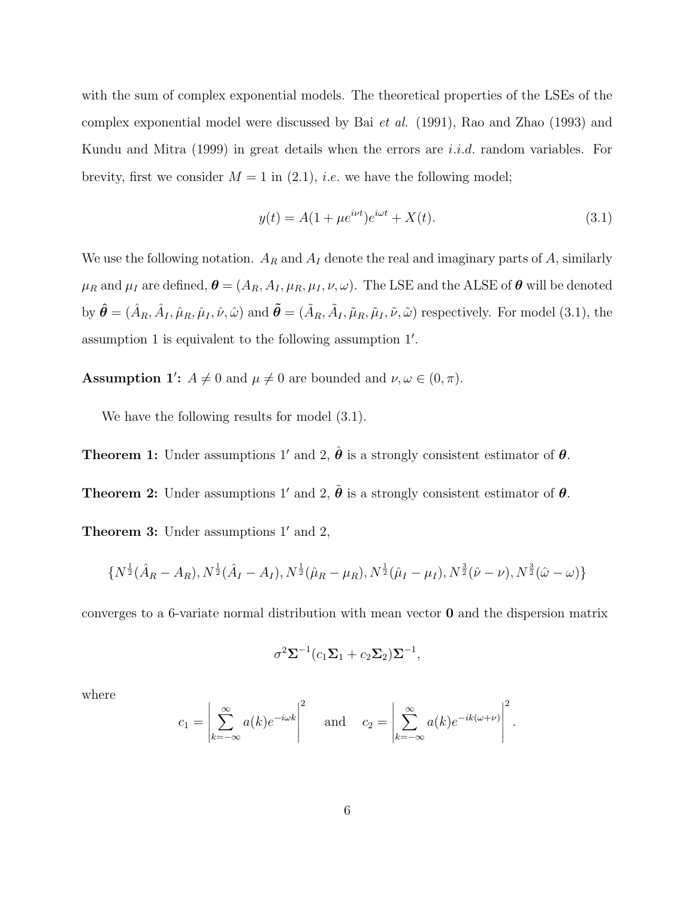with the sum of complex exponential models. The theoretical properties of the LSEs of the complex exponential model were discussed by Bai *et al.* (1991), Rao and Zhao (1993) and Kundu and Mitra (1999) in great details when the errors are *i.i.d.* random variables. For brevity, first we consider $M = 1$ in (2.1), *i.e.* we have the following model;

$$y(t) = A(1 + \mu e^{i\nu t})e^{i\omega t} + X(t). \tag{3.1}$$

We use the following notation. $A_R$ and $A_I$ denote the real and imaginary parts of $A$, similarly $\mu_R$ and $\mu_I$ are defined, $\boldsymbol{\theta} = (A_R, A_I, \mu_R, \mu_I, \nu, \omega)$. The LSE and the ALSE of $\boldsymbol{\theta}$ will be denoted by $\hat{\boldsymbol{\theta}} = (\hat{A}_R, \hat{A}_I, \hat{\mu}_R, \hat{\mu}_I, \hat{\nu}, \hat{\omega})$ and $\tilde{\boldsymbol{\theta}} = (\tilde{A}_R, \tilde{A}_I, \tilde{\mu}_R, \tilde{\mu}_I, \tilde{\nu}, \tilde{\omega})$ respectively. For model (3.1), the assumption 1 is equivalent to the following assumption $1'$.

**Assumption $1'$:** $A \neq 0$ and $\mu \neq 0$ are bounded and $\nu, \omega \in (0, \pi)$.

We have the following results for model (3.1).

**Theorem 1:** Under assumptions $1'$ and 2, $\hat{\boldsymbol{\theta}}$ is a strongly consistent estimator of $\boldsymbol{\theta}$.

**Theorem 2:** Under assumptions $1'$ and 2, $\tilde{\boldsymbol{\theta}}$ is a strongly consistent estimator of $\boldsymbol{\theta}$.

**Theorem 3:** Under assumptions $1'$ and 2,

$$\{N^{\frac{1}{2}}(\hat{A}_R - A_R), N^{\frac{1}{2}}(\hat{A}_I - A_I), N^{\frac{1}{2}}(\hat{\mu}_R - \mu_R), N^{\frac{1}{2}}(\hat{\mu}_I - \mu_I), N^{\frac{3}{2}}(\hat{\nu} - \nu), N^{\frac{3}{2}}(\hat{\omega} - \omega)\}$$

converges to a 6-variate normal distribution with mean vector $\mathbf{0}$ and the dispersion matrix

$$\sigma^2 \boldsymbol{\Sigma}^{-1}(c_1 \boldsymbol{\Sigma}_1 + c_2 \boldsymbol{\Sigma}_2)\boldsymbol{\Sigma}^{-1},$$

where

$$c_1 = \left| \sum_{k=-\infty}^{\infty} a(k) e^{-i\omega k} \right|^2 \quad \text{and} \quad c_2 = \left| \sum_{k=-\infty}^{\infty} a(k) e^{-ik(\omega+\nu)} \right|^2.$$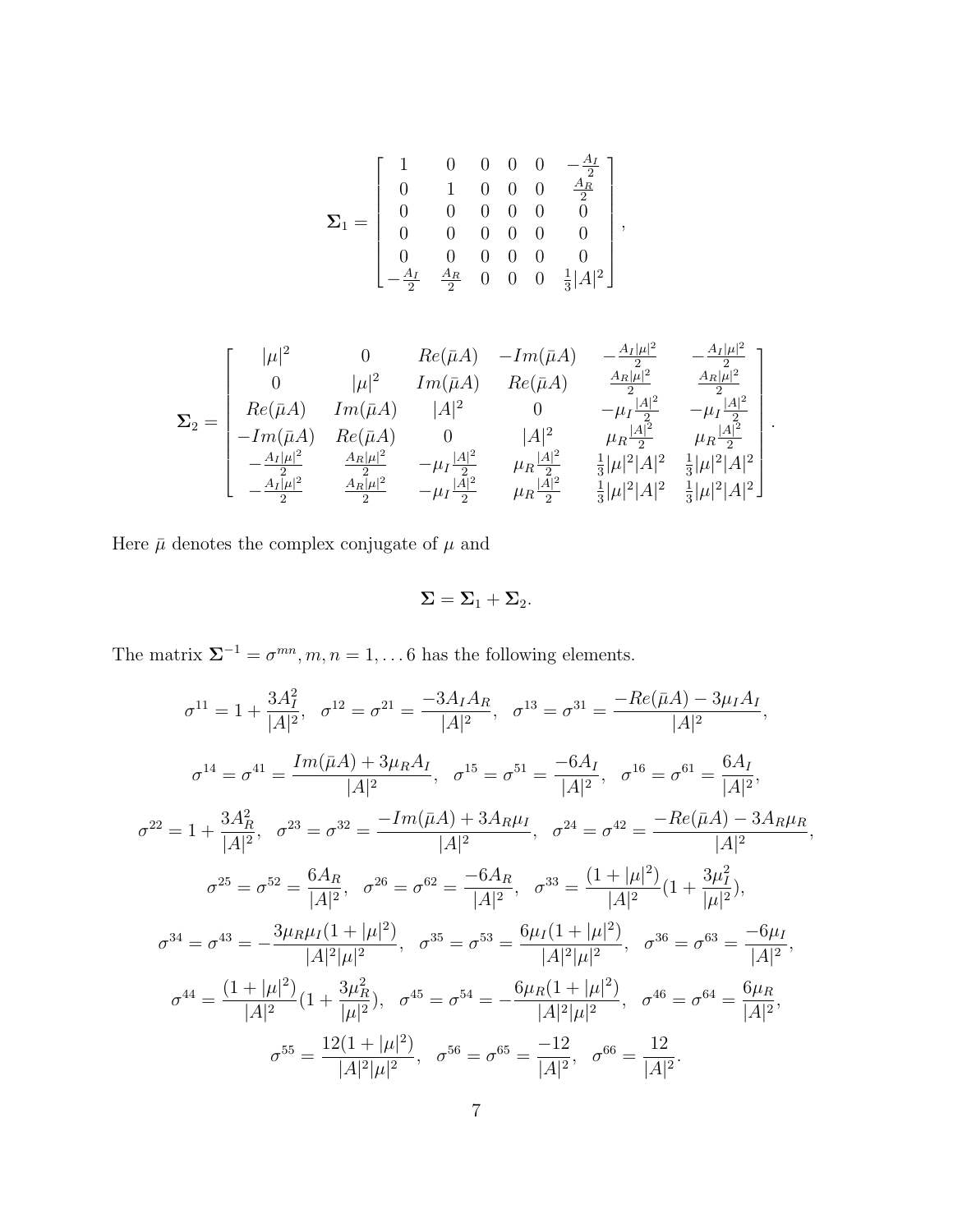$$
\mathbf{\Sigma}_1 = \begin{bmatrix} 1 & 0 & 0 & 0 & 0 & -\frac{A_I}{2} \\ 0 & 1 & 0 & 0 & 0 & \frac{A_R}{2} \\ 0 & 0 & 0 & 0 & 0 & 0 \\ 0 & 0 & 0 & 0 & 0 & 0 \\ 0 & 0 & 0 & 0 & 0 & 0 \\ -\frac{A_I}{2} & \frac{A_R}{2} & 0 & 0 & 0 & \frac{1}{3}|A|^2 \end{bmatrix},
$$

$$
\mathbf{\Sigma}_2 = \begin{bmatrix} |\mu|^2 & 0 & Re(\bar{\mu}A) & -Im(\bar{\mu}A) & -\frac{A_I|\mu|^2}{2} & -\frac{A_I|\mu|^2}{2} \\ 0 & |\mu|^2 & Im(\bar{\mu}A) & Re(\bar{\mu}A) & \frac{A_R|\mu|^2}{2} & \frac{A_R|\mu|^2}{2} \\ Re(\bar{\mu}A) & Im(\bar{\mu}A) & |A|^2 & 0 & -\mu_I\frac{|A|^2}{2} & -\mu_I\frac{|A|^2}{2} \\ -Im(\bar{\mu}A) & Re(\bar{\mu}A) & 0 & |A|^2 & \mu_R\frac{|A|^2}{2} & \mu_R\frac{|A|^2}{2} \\ -\frac{A_I|\mu|^2}{2} & \frac{A_R|\mu|^2}{2} & -\mu_I\frac{|A|^2}{2} & \mu_R\frac{|A|^2}{2} & \frac{1}{3}|\mu|^2|A|^2 & \frac{1}{3}|\mu|^2|A|^2 \\ -\frac{A_I|\mu|^2}{2} & \frac{A_R|\mu|^2}{2} & -\mu_I\frac{|A|^2}{2} & \mu_R\frac{|A|^2}{2} & \frac{1}{3}|\mu|^2|A|^2 & \frac{1}{3}|\mu|^2|A|^2 \end{bmatrix}.
$$

Here $\bar{\mu}$ denotes the complex conjugate of $\mu$ and

$$
\mathbf{\Sigma} = \mathbf{\Sigma}_1 + \mathbf{\Sigma}_2.
$$

The matrix $\mathbf{\Sigma}^{-1} = \sigma^{mn}, m, n = 1, \ldots 6$ has the following elements.

$$
\sigma^{11} = 1 + \frac{3A_I^2}{|A|^2}, \quad \sigma^{12} = \sigma^{21} = \frac{-3A_I A_R}{|A|^2}, \quad \sigma^{13} = \sigma^{31} = \frac{-Re(\bar{\mu}A) - 3\mu_I A_I}{|A|^2},
$$

$$
\sigma^{14} = \sigma^{41} = \frac{Im(\bar{\mu}A) + 3\mu_R A_I}{|A|^2}, \quad \sigma^{15} = \sigma^{51} = \frac{-6A_I}{|A|^2}, \quad \sigma^{16} = \sigma^{61} = \frac{6A_I}{|A|^2},
$$

$$
\sigma^{22} = 1 + \frac{3A_R^2}{|A|^2}, \quad \sigma^{23} = \sigma^{32} = \frac{-Im(\bar{\mu}A) + 3A_R\mu_I}{|A|^2}, \quad \sigma^{24} = \sigma^{42} = \frac{-Re(\bar{\mu}A) - 3A_R\mu_R}{|A|^2},
$$

$$
\sigma^{25} = \sigma^{52} = \frac{6A_R}{|A|^2}, \quad \sigma^{26} = \sigma^{62} = \frac{-6A_R}{|A|^2}, \quad \sigma^{33} = \frac{(1+|\mu|^2)}{|A|^2}(1 + \frac{3\mu_I^2}{|\mu|^2}),
$$

$$
\sigma^{34} = \sigma^{43} = -\frac{3\mu_R\mu_I(1+|\mu|^2)}{|A|^2|\mu|^2}, \quad \sigma^{35} = \sigma^{53} = \frac{6\mu_I(1+|\mu|^2)}{|A|^2|\mu|^2}, \quad \sigma^{36} = \sigma^{63} = \frac{-6\mu_I}{|A|^2},
$$

$$
\sigma^{44} = \frac{(1+|\mu|^2)}{|A|^2}(1 + \frac{3\mu_R^2}{|\mu|^2}), \quad \sigma^{45} = \sigma^{54} = -\frac{6\mu_R(1+|\mu|^2)}{|A|^2|\mu|^2}, \quad \sigma^{46} = \sigma^{64} = \frac{6\mu_R}{|A|^2},
$$

$$
\sigma^{55} = \frac{12(1+|\mu|^2)}{|A|^2|\mu|^2}, \quad \sigma^{56} = \sigma^{65} = \frac{-12}{|A|^2}, \quad \sigma^{66} = \frac{12}{|A|^2}.
$$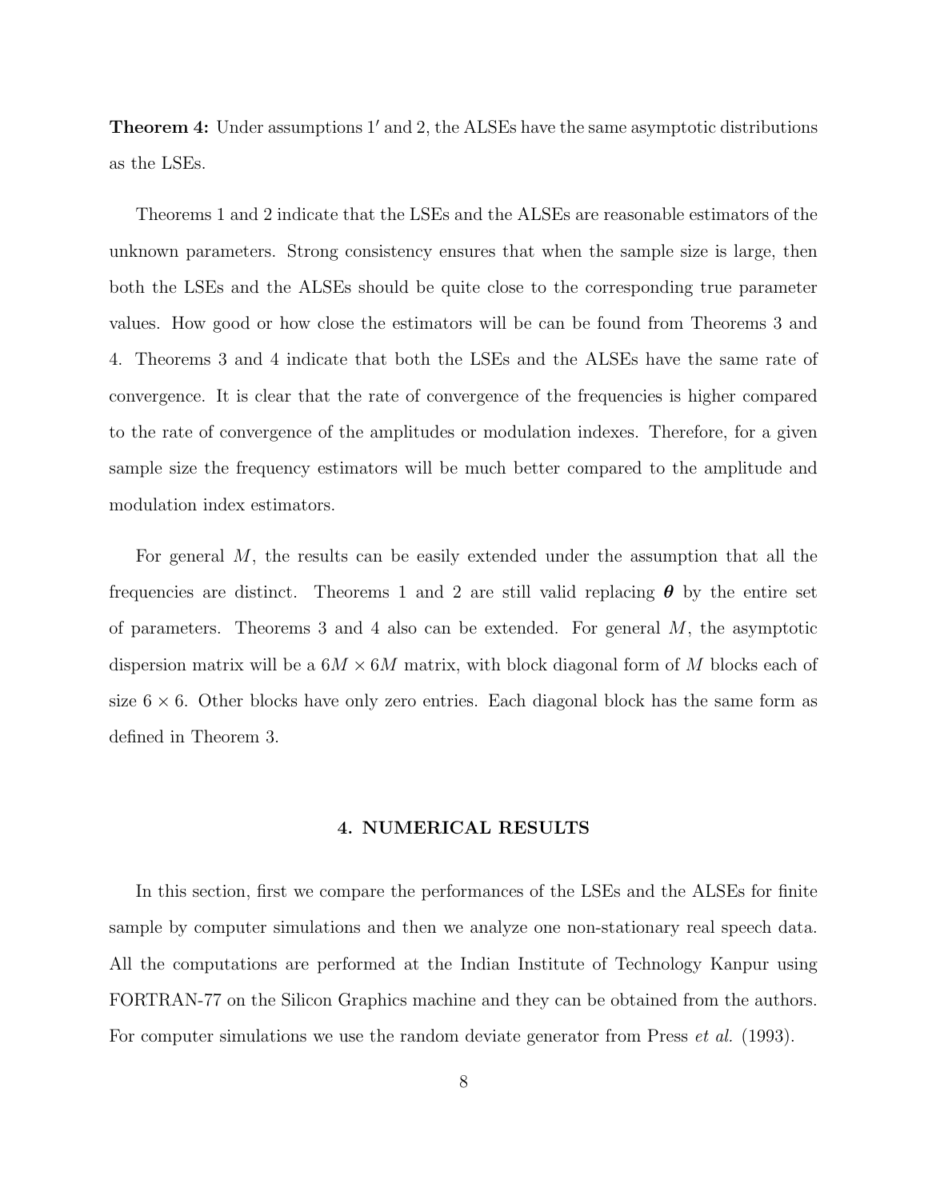**Theorem 4:** Under assumptions $1'$ and 2, the ALSEs have the same asymptotic distributions as the LSEs.

Theorems 1 and 2 indicate that the LSEs and the ALSEs are reasonable estimators of the unknown parameters. Strong consistency ensures that when the sample size is large, then both the LSEs and the ALSEs should be quite close to the corresponding true parameter values. How good or how close the estimators will be can be found from Theorems 3 and 4. Theorems 3 and 4 indicate that both the LSEs and the ALSEs have the same rate of convergence. It is clear that the rate of convergence of the frequencies is higher compared to the rate of convergence of the amplitudes or modulation indexes. Therefore, for a given sample size the frequency estimators will be much better compared to the amplitude and modulation index estimators.

For general $M$, the results can be easily extended under the assumption that all the frequencies are distinct. Theorems 1 and 2 are still valid replacing $\boldsymbol{\theta}$ by the entire set of parameters. Theorems 3 and 4 also can be extended. For general $M$, the asymptotic dispersion matrix will be a $6M \times 6M$ matrix, with block diagonal form of $M$ blocks each of size $6 \times 6$. Other blocks have only zero entries. Each diagonal block has the same form as defined in Theorem 3.

## 4. NUMERICAL RESULTS

In this section, first we compare the performances of the LSEs and the ALSEs for finite sample by computer simulations and then we analyze one non-stationary real speech data. All the computations are performed at the Indian Institute of Technology Kanpur using FORTRAN-77 on the Silicon Graphics machine and they can be obtained from the authors. For computer simulations we use the random deviate generator from Press *et al.* (1993).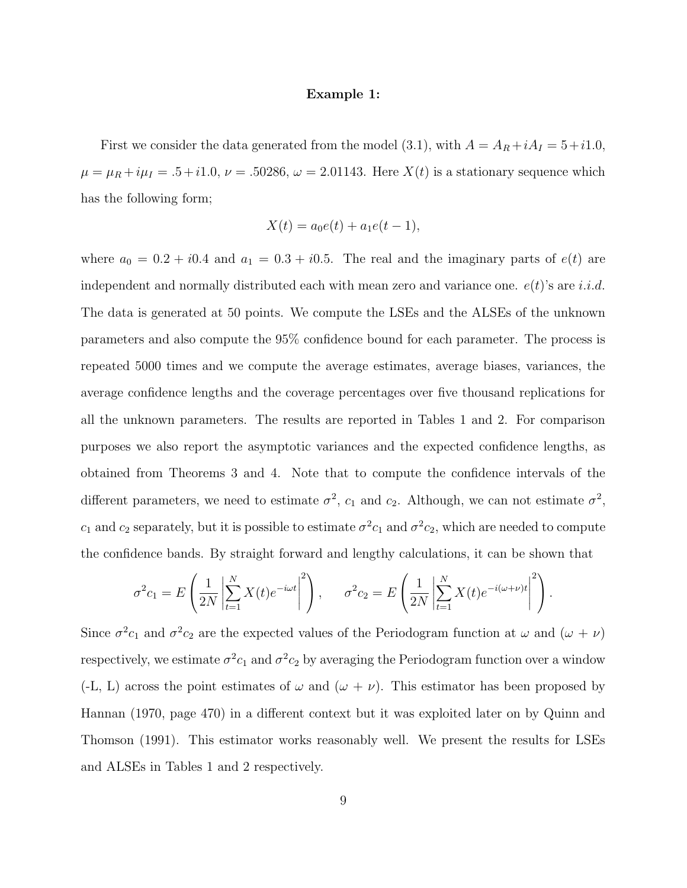**Example 1:**

First we consider the data generated from the model (3.1), with $A = A_R + iA_I = 5 + i1.0$, $\mu = \mu_R + i\mu_I = .5 + i1.0$, $\nu = .50286$, $\omega = 2.01143$. Here $X(t)$ is a stationary sequence which has the following form;

$$X(t) = a_0 e(t) + a_1 e(t-1),$$

where $a_0 = 0.2 + i0.4$ and $a_1 = 0.3 + i0.5$. The real and the imaginary parts of $e(t)$ are independent and normally distributed each with mean zero and variance one. $e(t)$'s are *i.i.d.* The data is generated at 50 points. We compute the LSEs and the ALSEs of the unknown parameters and also compute the 95% confidence bound for each parameter. The process is repeated 5000 times and we compute the average estimates, average biases, variances, the average confidence lengths and the coverage percentages over five thousand replications for all the unknown parameters. The results are reported in Tables 1 and 2. For comparison purposes we also report the asymptotic variances and the expected confidence lengths, as obtained from Theorems 3 and 4. Note that to compute the confidence intervals of the different parameters, we need to estimate $\sigma^2$, $c_1$ and $c_2$. Although, we can not estimate $\sigma^2$, $c_1$ and $c_2$ separately, but it is possible to estimate $\sigma^2 c_1$ and $\sigma^2 c_2$, which are needed to compute the confidence bands. By straight forward and lengthy calculations, it can be shown that

$$\sigma^2 c_1 = E\left(\frac{1}{2N}\left|\sum_{t=1}^{N} X(t)e^{-i\omega t}\right|^2\right), \qquad \sigma^2 c_2 = E\left(\frac{1}{2N}\left|\sum_{t=1}^{N} X(t)e^{-i(\omega+\nu)t}\right|^2\right).$$

Since $\sigma^2 c_1$ and $\sigma^2 c_2$ are the expected values of the Periodogram function at $\omega$ and $(\omega + \nu)$ respectively, we estimate $\sigma^2 c_1$ and $\sigma^2 c_2$ by averaging the Periodogram function over a window (-L, L) across the point estimates of $\omega$ and $(\omega + \nu)$. This estimator has been proposed by Hannan (1970, page 470) in a different context but it was exploited later on by Quinn and Thomson (1991). This estimator works reasonably well. We present the results for LSEs and ALSEs in Tables 1 and 2 respectively.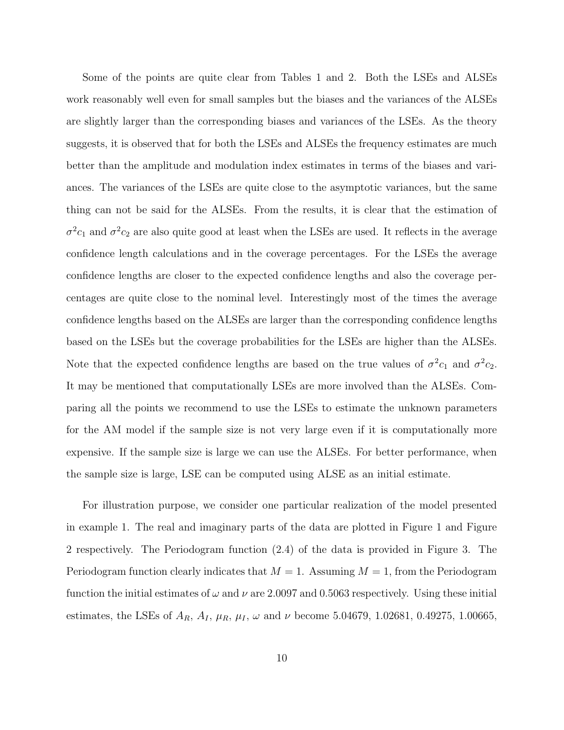Some of the points are quite clear from Tables 1 and 2. Both the LSEs and ALSEs work reasonably well even for small samples but the biases and the variances of the ALSEs are slightly larger than the corresponding biases and variances of the LSEs. As the theory suggests, it is observed that for both the LSEs and ALSEs the frequency estimates are much better than the amplitude and modulation index estimates in terms of the biases and variances. The variances of the LSEs are quite close to the asymptotic variances, but the same thing can not be said for the ALSEs. From the results, it is clear that the estimation of $\sigma^2 c_1$ and $\sigma^2 c_2$ are also quite good at least when the LSEs are used. It reflects in the average confidence length calculations and in the coverage percentages. For the LSEs the average confidence lengths are closer to the expected confidence lengths and also the coverage percentages are quite close to the nominal level. Interestingly most of the times the average confidence lengths based on the ALSEs are larger than the corresponding confidence lengths based on the LSEs but the coverage probabilities for the LSEs are higher than the ALSEs. Note that the expected confidence lengths are based on the true values of $\sigma^2 c_1$ and $\sigma^2 c_2$. It may be mentioned that computationally LSEs are more involved than the ALSEs. Comparing all the points we recommend to use the LSEs to estimate the unknown parameters for the AM model if the sample size is not very large even if it is computationally more expensive. If the sample size is large we can use the ALSEs. For better performance, when the sample size is large, LSE can be computed using ALSE as an initial estimate.

For illustration purpose, we consider one particular realization of the model presented in example 1. The real and imaginary parts of the data are plotted in Figure 1 and Figure 2 respectively. The Periodogram function (2.4) of the data is provided in Figure 3. The Periodogram function clearly indicates that $M = 1$. Assuming $M = 1$, from the Periodogram function the initial estimates of $\omega$ and $\nu$ are 2.0097 and 0.5063 respectively. Using these initial estimates, the LSEs of $A_R$, $A_I$, $\mu_R$, $\mu_I$, $\omega$ and $\nu$ become 5.04679, 1.02681, 0.49275, 1.00665,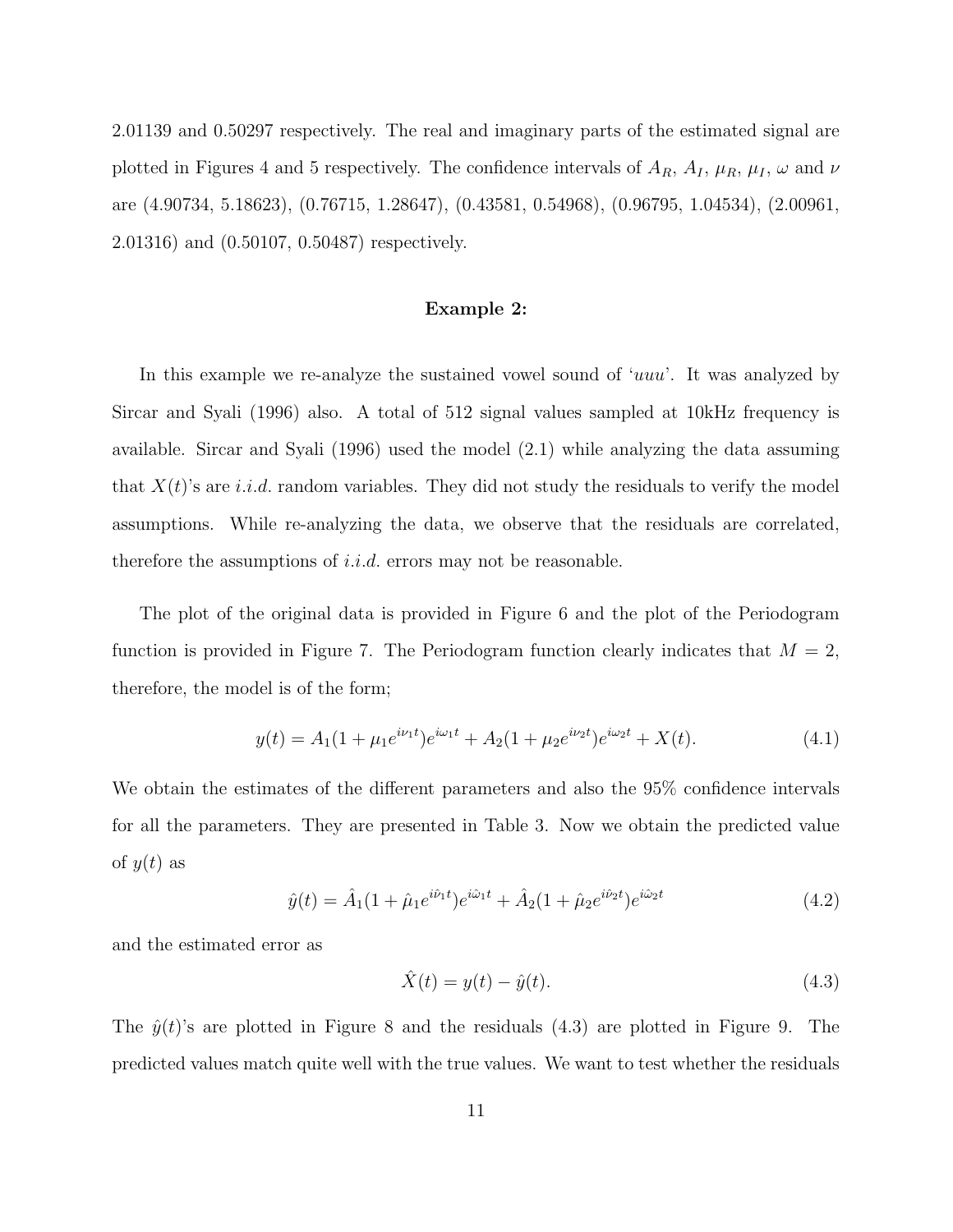2.01139 and 0.50297 respectively. The real and imaginary parts of the estimated signal are plotted in Figures 4 and 5 respectively. The confidence intervals of $A_R$, $A_I$, $\mu_R$, $\mu_I$, $\omega$ and $\nu$ are (4.90734, 5.18623), (0.76715, 1.28647), (0.43581, 0.54968), (0.96795, 1.04534), (2.00961, 2.01316) and (0.50107, 0.50487) respectively.

**Example 2:**

In this example we re-analyze the sustained vowel sound of '*uuu*'. It was analyzed by Sircar and Syali (1996) also. A total of 512 signal values sampled at 10kHz frequency is available. Sircar and Syali (1996) used the model (2.1) while analyzing the data assuming that $X(t)$'s are *i.i.d.* random variables. They did not study the residuals to verify the model assumptions. While re-analyzing the data, we observe that the residuals are correlated, therefore the assumptions of *i.i.d.* errors may not be reasonable.

The plot of the original data is provided in Figure 6 and the plot of the Periodogram function is provided in Figure 7. The Periodogram function clearly indicates that $M = 2$, therefore, the model is of the form;

$$y(t) = A_1(1 + \mu_1 e^{i\nu_1 t})e^{i\omega_1 t} + A_2(1 + \mu_2 e^{i\nu_2 t})e^{i\omega_2 t} + X(t). \tag{4.1}$$

We obtain the estimates of the different parameters and also the 95% confidence intervals for all the parameters. They are presented in Table 3. Now we obtain the predicted value of $y(t)$ as

$$\hat{y}(t) = \hat{A}_1(1 + \hat{\mu}_1 e^{i\hat{\nu}_1 t})e^{i\hat{\omega}_1 t} + \hat{A}_2(1 + \hat{\mu}_2 e^{i\hat{\nu}_2 t})e^{i\hat{\omega}_2 t} \tag{4.2}$$

and the estimated error as

$$\hat{X}(t) = y(t) - \hat{y}(t). \tag{4.3}$$

The $\hat{y}(t)$'s are plotted in Figure 8 and the residuals (4.3) are plotted in Figure 9. The predicted values match quite well with the true values. We want to test whether the residuals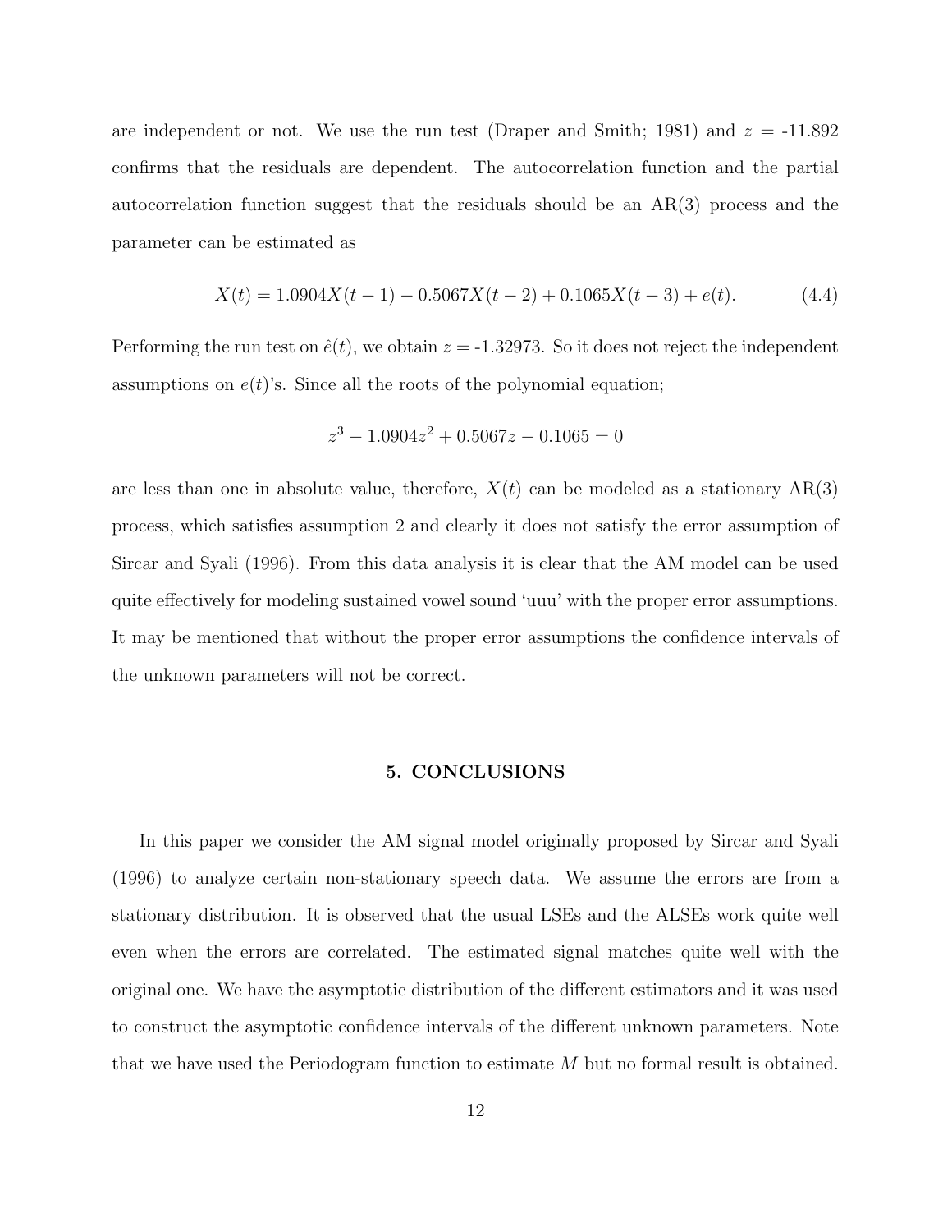are independent or not. We use the run test (Draper and Smith; 1981) and $z$ = -11.892 confirms that the residuals are dependent. The autocorrelation function and the partial autocorrelation function suggest that the residuals should be an AR(3) process and the parameter can be estimated as

$$X(t) = 1.0904X(t-1) - 0.5067X(t-2) + 0.1065X(t-3) + e(t). \tag{4.4}$$

Performing the run test on $\hat{e}(t)$, we obtain $z$ = -1.32973. So it does not reject the independent assumptions on $e(t)$'s. Since all the roots of the polynomial equation;

$$z^3 - 1.0904z^2 + 0.5067z - 0.1065 = 0$$

are less than one in absolute value, therefore, $X(t)$ can be modeled as a stationary AR(3) process, which satisfies assumption 2 and clearly it does not satisfy the error assumption of Sircar and Syali (1996). From this data analysis it is clear that the AM model can be used quite effectively for modeling sustained vowel sound 'uuu' with the proper error assumptions. It may be mentioned that without the proper error assumptions the confidence intervals of the unknown parameters will not be correct.

## 5. CONCLUSIONS

In this paper we consider the AM signal model originally proposed by Sircar and Syali (1996) to analyze certain non-stationary speech data. We assume the errors are from a stationary distribution. It is observed that the usual LSEs and the ALSEs work quite well even when the errors are correlated. The estimated signal matches quite well with the original one. We have the asymptotic distribution of the different estimators and it was used to construct the asymptotic confidence intervals of the different unknown parameters. Note that we have used the Periodogram function to estimate $M$ but no formal result is obtained.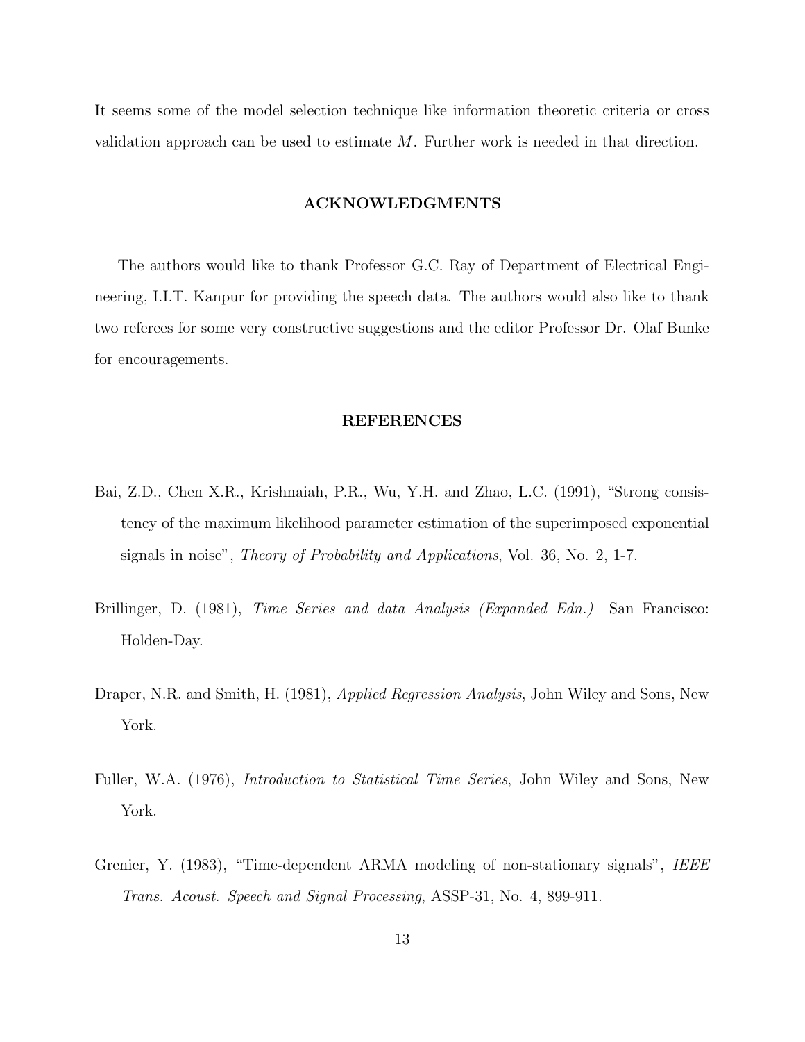It seems some of the model selection technique like information theoretic criteria or cross validation approach can be used to estimate $M$. Further work is needed in that direction.

## ACKNOWLEDGMENTS

The authors would like to thank Professor G.C. Ray of Department of Electrical Engineering, I.I.T. Kanpur for providing the speech data. The authors would also like to thank two referees for some very constructive suggestions and the editor Professor Dr. Olaf Bunke for encouragements.

## REFERENCES

Bai, Z.D., Chen X.R., Krishnaiah, P.R., Wu, Y.H. and Zhao, L.C. (1991), "Strong consistency of the maximum likelihood parameter estimation of the superimposed exponential signals in noise", *Theory of Probability and Applications*, Vol. 36, No. 2, 1-7.

Brillinger, D. (1981), *Time Series and data Analysis (Expanded Edn.)* San Francisco: Holden-Day.

Draper, N.R. and Smith, H. (1981), *Applied Regression Analysis*, John Wiley and Sons, New York.

Fuller, W.A. (1976), *Introduction to Statistical Time Series*, John Wiley and Sons, New York.

Grenier, Y. (1983), "Time-dependent ARMA modeling of non-stationary signals", *IEEE Trans. Acoust. Speech and Signal Processing*, ASSP-31, No. 4, 899-911.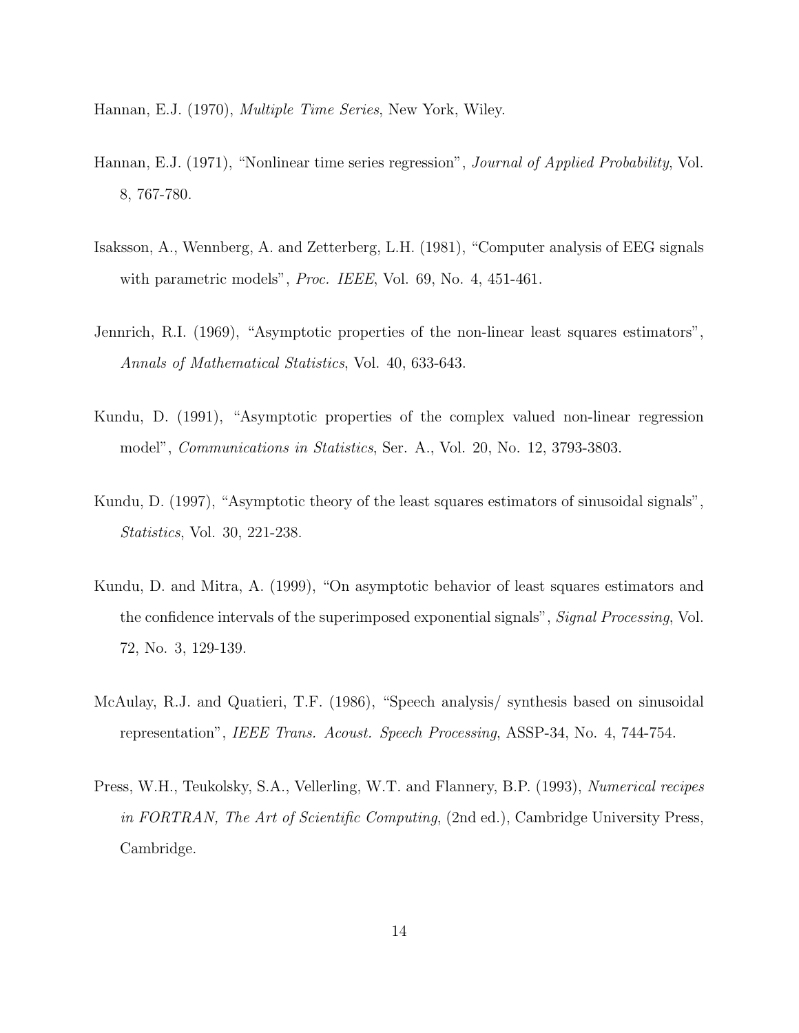Hannan, E.J. (1970), *Multiple Time Series*, New York, Wiley.

Hannan, E.J. (1971), "Nonlinear time series regression", *Journal of Applied Probability*, Vol. 8, 767-780.

Isaksson, A., Wennberg, A. and Zetterberg, L.H. (1981), "Computer analysis of EEG signals with parametric models", *Proc. IEEE*, Vol. 69, No. 4, 451-461.

Jennrich, R.I. (1969), "Asymptotic properties of the non-linear least squares estimators", *Annals of Mathematical Statistics*, Vol. 40, 633-643.

Kundu, D. (1991), "Asymptotic properties of the complex valued non-linear regression model", *Communications in Statistics*, Ser. A., Vol. 20, No. 12, 3793-3803.

Kundu, D. (1997), "Asymptotic theory of the least squares estimators of sinusoidal signals", *Statistics*, Vol. 30, 221-238.

Kundu, D. and Mitra, A. (1999), "On asymptotic behavior of least squares estimators and the confidence intervals of the superimposed exponential signals", *Signal Processing*, Vol. 72, No. 3, 129-139.

McAulay, R.J. and Quatieri, T.F. (1986), "Speech analysis/ synthesis based on sinusoidal representation", *IEEE Trans. Acoust. Speech Processing*, ASSP-34, No. 4, 744-754.

Press, W.H., Teukolsky, S.A., Vellerling, W.T. and Flannery, B.P. (1993), *Numerical recipes in FORTRAN, The Art of Scientific Computing*, (2nd ed.), Cambridge University Press, Cambridge.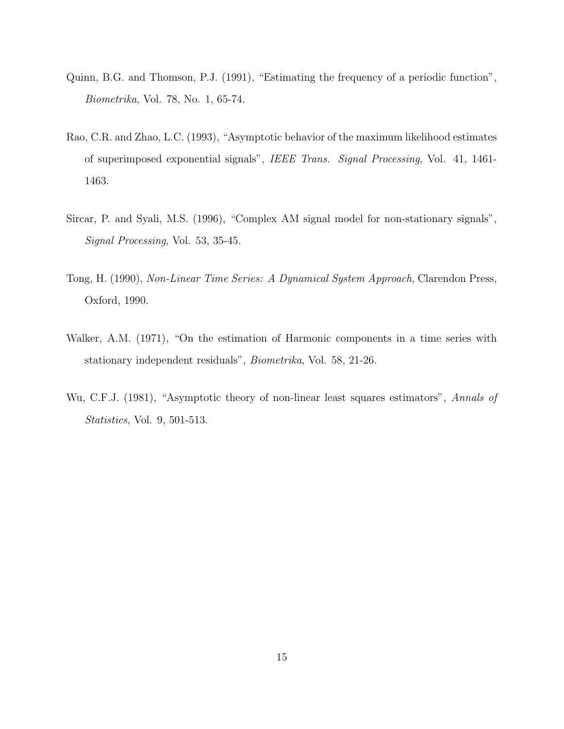Quinn, B.G. and Thomson, P.J. (1991), "Estimating the frequency of a periodic function", *Biometrika*, Vol. 78, No. 1, 65-74.

Rao, C.R. and Zhao, L.C. (1993), "Asymptotic behavior of the maximum likelihood estimates of superimposed exponential signals", *IEEE Trans. Signal Processing*, Vol. 41, 1461-1463.

Sircar, P. and Syali, M.S. (1996), "Complex AM signal model for non-stationary signals", *Signal Processing*, Vol. 53, 35-45.

Tong, H. (1990), *Non-Linear Time Series: A Dynamical System Approach*, Clarendon Press, Oxford, 1990.

Walker, A.M. (1971), "On the estimation of Harmonic components in a time series with stationary independent residuals", *Biometrika*, Vol. 58, 21-26.

Wu, C.F.J. (1981), "Asymptotic theory of non-linear least squares estimators", *Annals of Statistics*, Vol. 9, 501-513.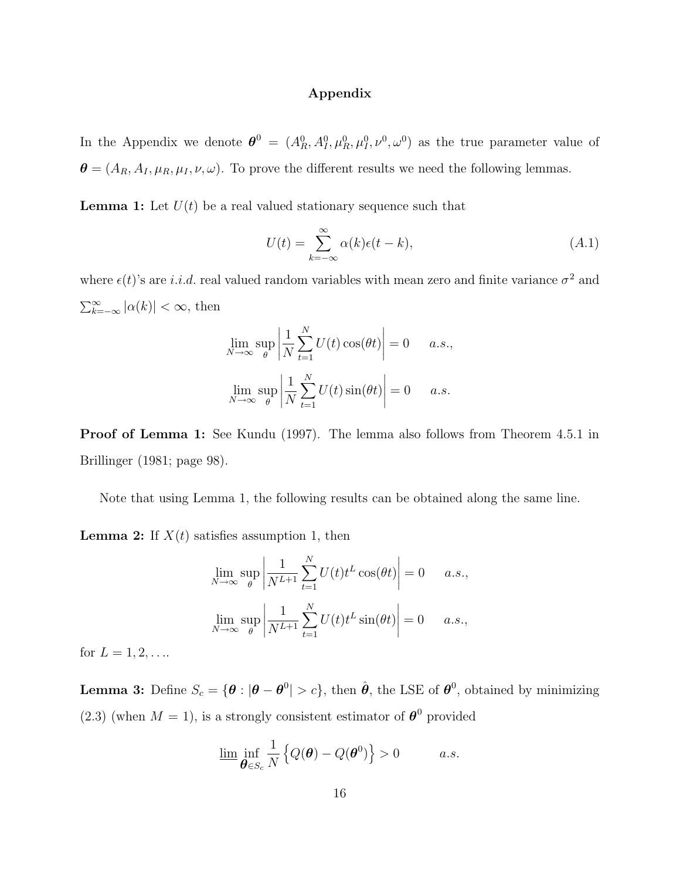# Appendix

In the Appendix we denote $\boldsymbol{\theta}^0 = (A_R^0, A_I^0, \mu_R^0, \mu_I^0, \nu^0, \omega^0)$ as the true parameter value of $\boldsymbol{\theta} = (A_R, A_I, \mu_R, \mu_I, \nu, \omega)$. To prove the different results we need the following lemmas.

**Lemma 1:** Let $U(t)$ be a real valued stationary sequence such that

$$U(t) = \sum_{k=-\infty}^{\infty} \alpha(k)\epsilon(t-k), \tag{A.1}$$

where $\epsilon(t)$'s are *i.i.d.* real valued random variables with mean zero and finite variance $\sigma^2$ and $\sum_{k=-\infty}^{\infty} |\alpha(k)| < \infty$, then

$$\lim_{N\to\infty} \sup_{\theta} \left| \frac{1}{N} \sum_{t=1}^{N} U(t)\cos(\theta t) \right| = 0 \quad a.s.,$$

$$\lim_{N\to\infty} \sup_{\theta} \left| \frac{1}{N} \sum_{t=1}^{N} U(t)\sin(\theta t) \right| = 0 \quad a.s.$$

**Proof of Lemma 1:** See Kundu (1997). The lemma also follows from Theorem 4.5.1 in Brillinger (1981; page 98).

Note that using Lemma 1, the following results can be obtained along the same line.

**Lemma 2:** If $X(t)$ satisfies assumption 1, then

$$\lim_{N\to\infty} \sup_{\theta} \left| \frac{1}{N^{L+1}} \sum_{t=1}^{N} U(t)t^L\cos(\theta t) \right| = 0 \quad a.s.,$$

$$\lim_{N\to\infty} \sup_{\theta} \left| \frac{1}{N^{L+1}} \sum_{t=1}^{N} U(t)t^L\sin(\theta t) \right| = 0 \quad a.s.,$$

for $L = 1, 2, \ldots$.

**Lemma 3:** Define $S_c = \{\boldsymbol{\theta} : |\boldsymbol{\theta} - \boldsymbol{\theta}^0| > c\}$, then $\hat{\boldsymbol{\theta}}$, the LSE of $\boldsymbol{\theta}^0$, obtained by minimizing (2.3) (when $M = 1$), is a strongly consistent estimator of $\boldsymbol{\theta}^0$ provided

$$\underline{\lim} \inf_{\boldsymbol{\theta} \in S_c} \frac{1}{N} \left\{ Q(\boldsymbol{\theta}) - Q(\boldsymbol{\theta}^0) \right\} > 0 \qquad a.s.$$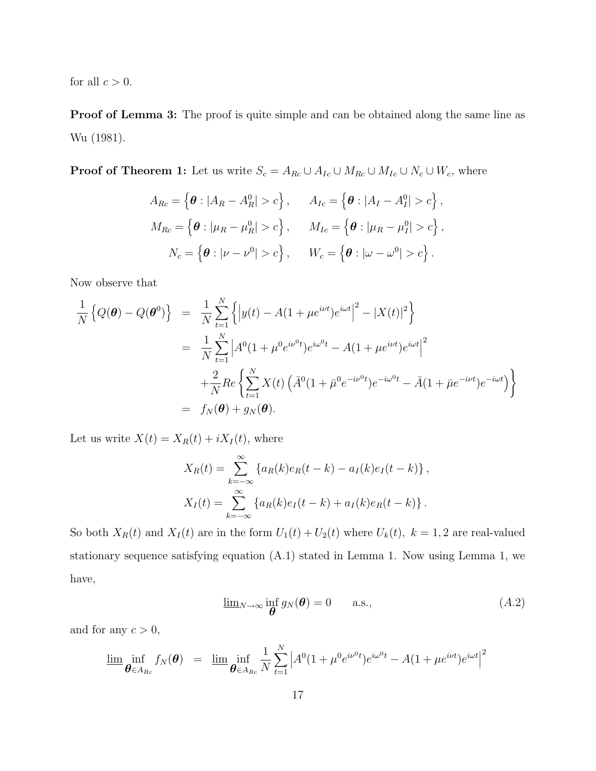for all $c > 0$.

**Proof of Lemma 3:** The proof is quite simple and can be obtained along the same line as Wu (1981).

**Proof of Theorem 1:** Let us write $S_c = A_{Rc} \cup A_{Ic} \cup M_{Rc} \cup M_{Ic} \cup N_c \cup W_c$, where

$$
\begin{aligned}
A_{Rc} &= \left\{ \boldsymbol{\theta} : |A_R - A_R^0| > c \right\}, \qquad A_{Ic} = \left\{ \boldsymbol{\theta} : |A_I - A_I^0| > c \right\}, \\
M_{Rc} &= \left\{ \boldsymbol{\theta} : |\mu_R - \mu_R^0| > c \right\}, \qquad M_{Ic} = \left\{ \boldsymbol{\theta} : |\mu_R - \mu_I^0| > c \right\}, \\
N_c &= \left\{ \boldsymbol{\theta} : |\nu - \nu^0| > c \right\}, \qquad W_c = \left\{ \boldsymbol{\theta} : |\omega - \omega^0| > c \right\}.
\end{aligned}
$$

Now observe that

$$
\begin{aligned}
\frac{1}{N}\left\{ Q(\boldsymbol{\theta}) - Q(\boldsymbol{\theta}^0) \right\} &= \frac{1}{N}\sum_{t=1}^{N} \left\{ \left| y(t) - A(1+\mu e^{i\nu t})e^{i\omega t} \right|^2 - |X(t)|^2 \right\} \\
&= \frac{1}{N}\sum_{t=1}^{N} \left| A^0(1+\mu^0 e^{i\nu^0 t})e^{i\omega^0 t} - A(1+\mu e^{i\nu t})e^{i\omega t} \right|^2 \\
&\quad + \frac{2}{N} Re\left\{ \sum_{t=1}^{N} X(t)\left( \bar{A}^0(1+\bar{\mu}^0 e^{-i\nu^0 t})e^{-i\omega^0 t} - \bar{A}(1+\bar{\mu} e^{-i\nu t})e^{-i\omega t} \right) \right\} \\
&= f_N(\boldsymbol{\theta}) + g_N(\boldsymbol{\theta}).
\end{aligned}
$$

Let us write $X(t) = X_R(t) + iX_I(t)$, where

$$
\begin{aligned}
X_R(t) &= \sum_{k=-\infty}^{\infty} \left\{ a_R(k)e_R(t-k) - a_I(k)e_I(t-k) \right\}, \\
X_I(t) &= \sum_{k=-\infty}^{\infty} \left\{ a_R(k)e_I(t-k) + a_I(k)e_R(t-k) \right\}.
\end{aligned}
$$

So both $X_R(t)$ and $X_I(t)$ are in the form $U_1(t) + U_2(t)$ where $U_k(t),\ k = 1, 2$ are real-valued stationary sequence satisfying equation (A.1) stated in Lemma 1. Now using Lemma 1, we have,

$$
\underline{\lim}_{N\to\infty} \inf_{\boldsymbol{\theta}} g_N(\boldsymbol{\theta}) = 0 \qquad \text{a.s.,} \tag{A.2}
$$

and for any $c > 0$,

$$
\underline{\lim} \inf_{\boldsymbol{\theta}\in A_{Rc}} f_N(\boldsymbol{\theta}) = \underline{\lim} \inf_{\boldsymbol{\theta}\in A_{Rc}} \frac{1}{N}\sum_{t=1}^{N} \left| A^0(1+\mu^0 e^{i\nu^0 t})e^{i\omega^0 t} - A(1+\mu e^{i\nu t})e^{i\omega t} \right|^2
$$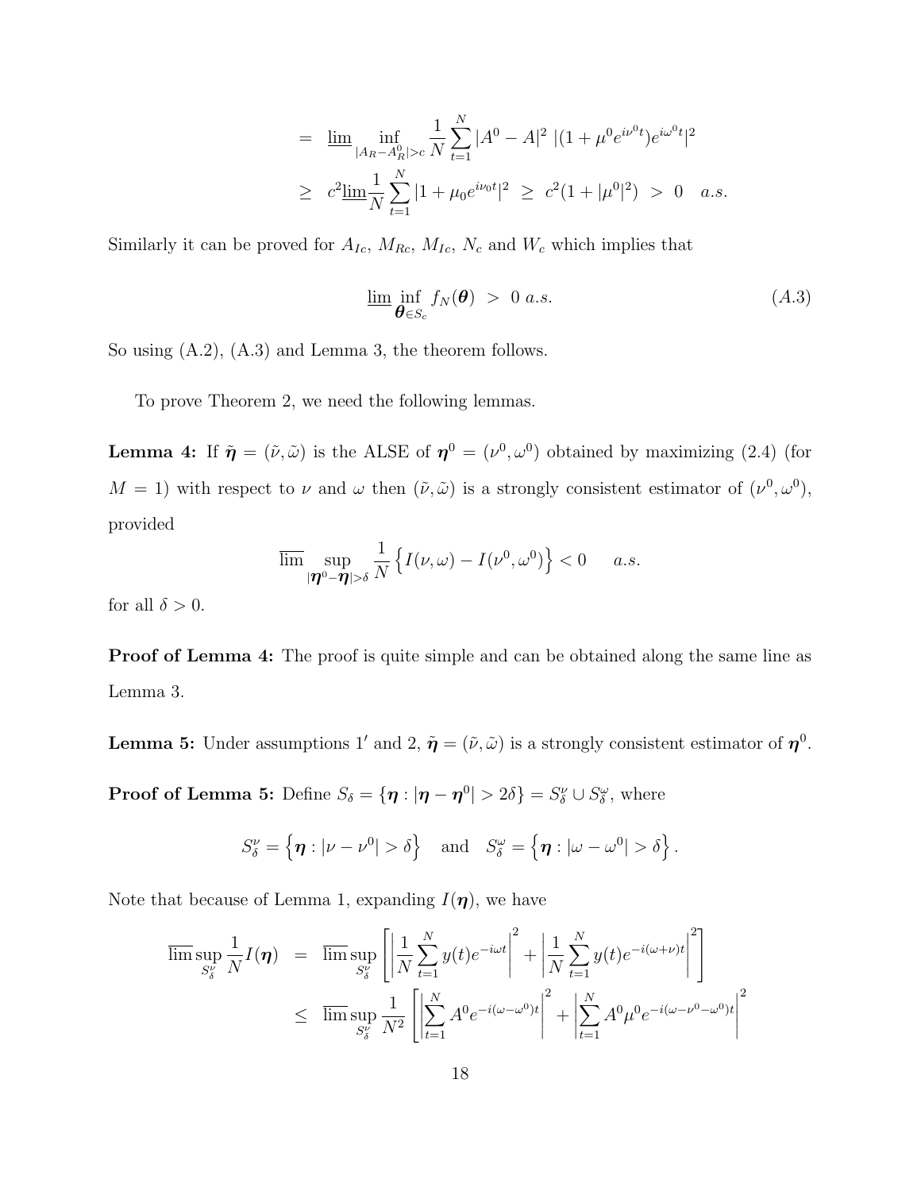$$
\begin{aligned}
&= \underline{\lim} \inf_{|A_R - A_R^0| > c} \frac{1}{N} \sum_{t=1}^{N} |A^0 - A|^2 \; |(1 + \mu^0 e^{i\nu^0 t}) e^{i\omega^0 t}|^2 \\
&\geq c^2 \underline{\lim} \frac{1}{N} \sum_{t=1}^{N} |1 + \mu_0 e^{i\nu_0 t}|^2 \;\geq\; c^2 (1 + |\mu^0|^2) \;>\; 0 \quad a.s.
\end{aligned}
$$

Similarly it can be proved for $A_{Ic}$, $M_{Rc}$, $M_{Ic}$, $N_c$ and $W_c$ which implies that

$$
\underline{\lim} \inf_{\boldsymbol{\theta} \in S_c} f_N(\boldsymbol{\theta}) \;>\; 0 \; a.s. \tag{A.3}
$$

So using (A.2), (A.3) and Lemma 3, the theorem follows.

To prove Theorem 2, we need the following lemmas.

**Lemma 4:** If $\tilde{\boldsymbol{\eta}} = (\tilde{\nu}, \tilde{\omega})$ is the ALSE of $\boldsymbol{\eta}^0 = (\nu^0, \omega^0)$ obtained by maximizing (2.4) (for $M = 1$) with respect to $\nu$ and $\omega$ then $(\tilde{\nu}, \tilde{\omega})$ is a strongly consistent estimator of $(\nu^0, \omega^0)$, provided

$$
\overline{\lim} \sup_{|\boldsymbol{\eta}^0 - \boldsymbol{\eta}| > \delta} \frac{1}{N} \left\{ I(\nu, \omega) - I(\nu^0, \omega^0) \right\} < 0 \qquad a.s.
$$

for all $\delta > 0$.

**Proof of Lemma 4:** The proof is quite simple and can be obtained along the same line as Lemma 3.

**Lemma 5:** Under assumptions $1'$ and 2, $\tilde{\boldsymbol{\eta}} = (\tilde{\nu}, \tilde{\omega})$ is a strongly consistent estimator of $\boldsymbol{\eta}^0$.

**Proof of Lemma 5:** Define $S_\delta = \{\boldsymbol{\eta} : |\boldsymbol{\eta} - \boldsymbol{\eta}^0| > 2\delta\} = S_\delta^\nu \cup S_\delta^\omega$, where

$$
S_\delta^\nu = \left\{ \boldsymbol{\eta} : |\nu - \nu^0| > \delta \right\} \quad \text{and} \quad S_\delta^\omega = \left\{ \boldsymbol{\eta} : |\omega - \omega^0| > \delta \right\}.
$$

Note that because of Lemma 1, expanding $I(\boldsymbol{\eta})$, we have

$$
\begin{aligned}
\overline{\lim} \sup_{S_\delta^\nu} \frac{1}{N} I(\boldsymbol{\eta}) &= \overline{\lim} \sup_{S_\delta^\nu} \left[ \left| \frac{1}{N} \sum_{t=1}^{N} y(t) e^{-i\omega t} \right|^2 + \left| \frac{1}{N} \sum_{t=1}^{N} y(t) e^{-i(\omega + \nu) t} \right|^2 \right] \\
&\leq \overline{\lim} \sup_{S_\delta^\nu} \frac{1}{N^2} \left[ \left| \sum_{t=1}^{N} A^0 e^{-i(\omega - \omega^0) t} \right|^2 + \left| \sum_{t=1}^{N} A^0 \mu^0 e^{-i(\omega - \nu^0 - \omega^0) t} \right|^2 \right.
\end{aligned}
$$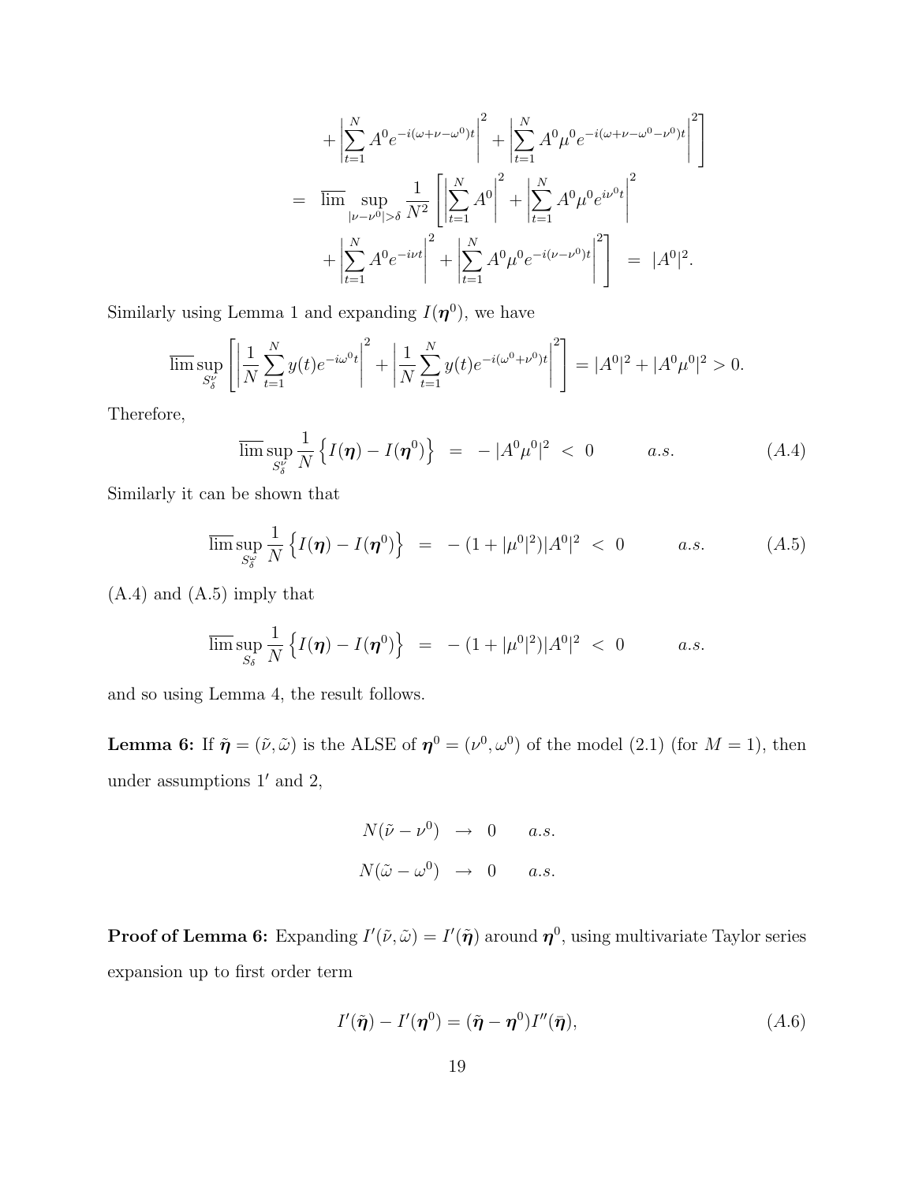$$
+\left|\sum_{t=1}^{N} A^0 e^{-i(\omega+\nu-\omega^0)t}\right|^2 + \left|\sum_{t=1}^{N} A^0 \mu^0 e^{-i(\omega+\nu-\omega^0-\nu^0)t}\right|^2\Bigg]
$$

$$
= \overline{\lim} \sup_{|\nu-\nu^0|>\delta} \frac{1}{N^2}\left[\left|\sum_{t=1}^{N} A^0\right|^2 + \left|\sum_{t=1}^{N} A^0\mu^0 e^{i\nu^0 t}\right|^2 \right.
$$

$$
\left. + \left|\sum_{t=1}^{N} A^0 e^{-i\nu t}\right|^2 + \left|\sum_{t=1}^{N} A^0 \mu^0 e^{-i(\nu-\nu^0)t}\right|^2\right] \; = \; |A^0|^2.
$$

Similarly using Lemma 1 and expanding $I(\boldsymbol{\eta}^0)$, we have

$$
\overline{\lim} \sup_{S_\delta^\nu} \left[\left|\frac{1}{N}\sum_{t=1}^{N} y(t) e^{-i\omega^0 t}\right|^2 + \left|\frac{1}{N}\sum_{t=1}^{N} y(t) e^{-i(\omega^0+\nu^0)t}\right|^2\right] = |A^0|^2 + |A^0\mu^0|^2 > 0.
$$

Therefore,

$$
\overline{\lim} \sup_{S_\delta^\nu} \frac{1}{N}\left\{I(\boldsymbol{\eta}) - I(\boldsymbol{\eta}^0)\right\} \;=\; -|A^0\mu^0|^2 \;<\; 0 \qquad a.s. \tag{A.4}
$$

Similarly it can be shown that

$$
\overline{\lim} \sup_{S_\delta^\omega} \frac{1}{N}\left\{I(\boldsymbol{\eta}) - I(\boldsymbol{\eta}^0)\right\} \;=\; -(1+|\mu^0|^2)|A^0|^2 \;<\; 0 \qquad a.s. \tag{A.5}
$$

(A.4) and (A.5) imply that

$$
\overline{\lim} \sup_{S_\delta} \frac{1}{N}\left\{I(\boldsymbol{\eta}) - I(\boldsymbol{\eta}^0)\right\} \;=\; -(1+|\mu^0|^2)|A^0|^2 \;<\; 0 \qquad a.s.
$$

and so using Lemma 4, the result follows.

**Lemma 6:** If $\tilde{\boldsymbol{\eta}} = (\tilde{\nu}, \tilde{\omega})$ is the ALSE of $\boldsymbol{\eta}^0 = (\nu^0, \omega^0)$ of the model (2.1) (for $M = 1$), then under assumptions $1'$ and 2,

$$
N(\tilde{\nu} - \nu^0) \;\to\; 0 \qquad a.s.
$$

$$
N(\tilde{\omega} - \omega^0) \;\to\; 0 \qquad a.s.
$$

**Proof of Lemma 6:** Expanding $I'(\tilde{\nu}, \tilde{\omega}) = I'(\tilde{\boldsymbol{\eta}})$ around $\boldsymbol{\eta}^0$, using multivariate Taylor series expansion up to first order term

$$
I'(\tilde{\boldsymbol{\eta}}) - I'(\boldsymbol{\eta}^0) = (\tilde{\boldsymbol{\eta}} - \boldsymbol{\eta}^0) I''(\bar{\boldsymbol{\eta}}), \tag{A.6}
$$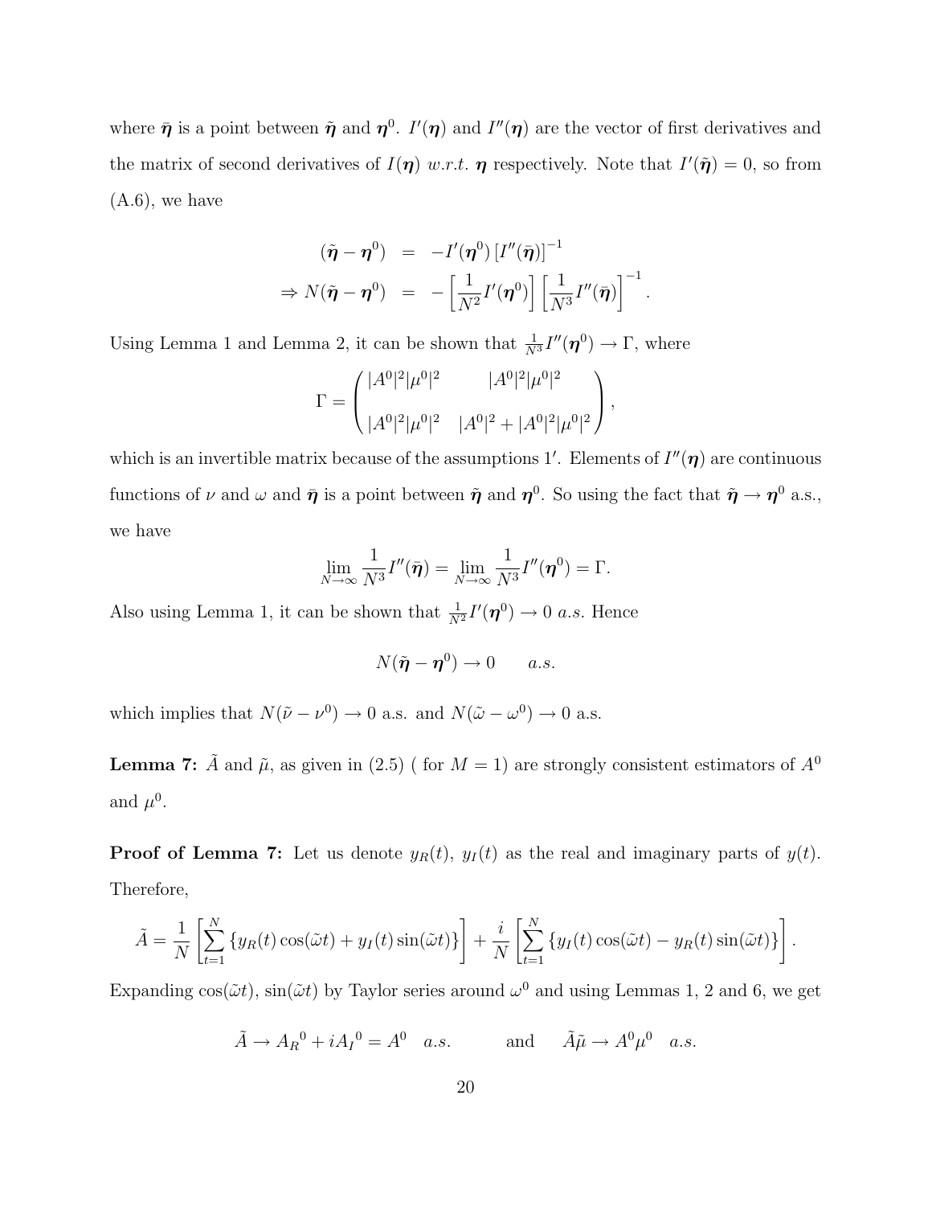where $\bar{\boldsymbol{\eta}}$ is a point between $\tilde{\boldsymbol{\eta}}$ and $\boldsymbol{\eta}^0$. $I'(\boldsymbol{\eta})$ and $I''(\boldsymbol{\eta})$ are the vector of first derivatives and the matrix of second derivatives of $I(\boldsymbol{\eta})$ *w.r.t.* $\boldsymbol{\eta}$ respectively. Note that $I'(\tilde{\boldsymbol{\eta}}) = 0$, so from (A.6), we have

$$
\begin{aligned}
(\tilde{\boldsymbol{\eta}} - \boldsymbol{\eta}^0) &= -I'(\boldsymbol{\eta}^0)\left[I''(\bar{\boldsymbol{\eta}})\right]^{-1} \\
\Rightarrow N(\tilde{\boldsymbol{\eta}} - \boldsymbol{\eta}^0) &= -\left[\frac{1}{N^2}I'(\boldsymbol{\eta}^0)\right]\left[\frac{1}{N^3}I''(\bar{\boldsymbol{\eta}})\right]^{-1}.
\end{aligned}
$$

Using Lemma 1 and Lemma 2, it can be shown that $\frac{1}{N^3}I''(\boldsymbol{\eta}^0) \to \Gamma$, where

$$
\Gamma = \begin{pmatrix} |A^0|^2|\mu^0|^2 & |A^0|^2|\mu^0|^2 \\ \\ |A^0|^2|\mu^0|^2 & |A^0|^2 + |A^0|^2|\mu^0|^2 \end{pmatrix},
$$

which is an invertible matrix because of the assumptions $1'$. Elements of $I''(\boldsymbol{\eta})$ are continuous functions of $\nu$ and $\omega$ and $\bar{\boldsymbol{\eta}}$ is a point between $\tilde{\boldsymbol{\eta}}$ and $\boldsymbol{\eta}^0$. So using the fact that $\tilde{\boldsymbol{\eta}} \to \boldsymbol{\eta}^0$ a.s., we have

$$
\lim_{N\to\infty} \frac{1}{N^3}I''(\bar{\boldsymbol{\eta}}) = \lim_{N\to\infty} \frac{1}{N^3}I''(\boldsymbol{\eta}^0) = \Gamma.
$$

Also using Lemma 1, it can be shown that $\frac{1}{N^2}I'(\boldsymbol{\eta}^0) \to 0$ *a.s.* Hence

$$
N(\tilde{\boldsymbol{\eta}} - \boldsymbol{\eta}^0) \to 0 \qquad a.s.
$$

which implies that $N(\tilde{\nu} - \nu^0) \to 0$ a.s. and $N(\tilde{\omega} - \omega^0) \to 0$ a.s.

**Lemma 7:** $\tilde{A}$ and $\tilde{\mu}$, as given in (2.5) ( for $M = 1$) are strongly consistent estimators of $A^0$ and $\mu^0$.

**Proof of Lemma 7:** Let us denote $y_R(t)$, $y_I(t)$ as the real and imaginary parts of $y(t)$. Therefore,

$$
\tilde{A} = \frac{1}{N}\left[\sum_{t=1}^{N}\left\{y_R(t)\cos(\tilde{\omega}t) + y_I(t)\sin(\tilde{\omega}t)\right\}\right] + \frac{i}{N}\left[\sum_{t=1}^{N}\left\{y_I(t)\cos(\tilde{\omega}t) - y_R(t)\sin(\tilde{\omega}t)\right\}\right].
$$

Expanding $\cos(\tilde{\omega}t)$, $\sin(\tilde{\omega}t)$ by Taylor series around $\omega^0$ and using Lemmas 1, 2 and 6, we get

$$
\tilde{A} \to {A_R}^0 + i{A_I}^0 = A^0 \quad a.s. \qquad \text{and} \qquad \tilde{A}\tilde{\mu} \to A^0\mu^0 \quad a.s.
$$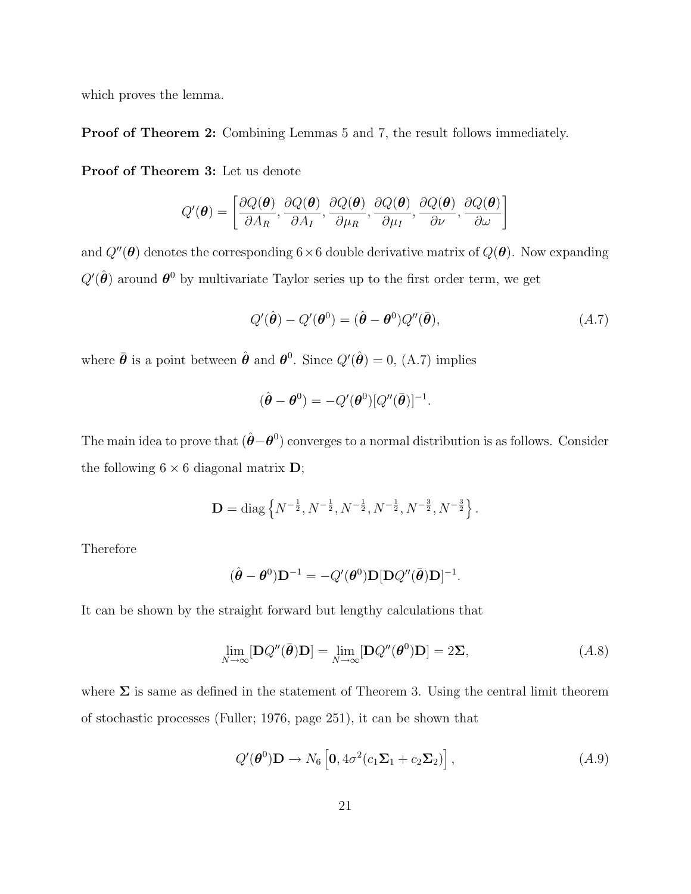which proves the lemma.

**Proof of Theorem 2:** Combining Lemmas 5 and 7, the result follows immediately.

**Proof of Theorem 3:** Let us denote

$$Q'(\boldsymbol{\theta}) = \left[\frac{\partial Q(\boldsymbol{\theta})}{\partial A_R}, \frac{\partial Q(\boldsymbol{\theta})}{\partial A_I}, \frac{\partial Q(\boldsymbol{\theta})}{\partial \mu_R}, \frac{\partial Q(\boldsymbol{\theta})}{\partial \mu_I}, \frac{\partial Q(\boldsymbol{\theta})}{\partial \nu}, \frac{\partial Q(\boldsymbol{\theta})}{\partial \omega}\right]$$

and $Q''(\boldsymbol{\theta})$ denotes the corresponding $6 \times 6$ double derivative matrix of $Q(\boldsymbol{\theta})$. Now expanding $Q'(\hat{\boldsymbol{\theta}})$ around $\boldsymbol{\theta}^0$ by multivariate Taylor series up to the first order term, we get

$$Q'(\hat{\boldsymbol{\theta}}) - Q'(\boldsymbol{\theta}^0) = (\hat{\boldsymbol{\theta}} - \boldsymbol{\theta}^0)Q''(\bar{\boldsymbol{\theta}}), \tag{A.7}$$

where $\bar{\boldsymbol{\theta}}$ is a point between $\hat{\boldsymbol{\theta}}$ and $\boldsymbol{\theta}^0$. Since $Q'(\hat{\boldsymbol{\theta}}) = 0$, (A.7) implies

$$(\hat{\boldsymbol{\theta}} - \boldsymbol{\theta}^0) = -Q'(\boldsymbol{\theta}^0)[Q''(\bar{\boldsymbol{\theta}})]^{-1}.$$

The main idea to prove that $(\hat{\boldsymbol{\theta}} - \boldsymbol{\theta}^0)$ converges to a normal distribution is as follows. Consider the following $6 \times 6$ diagonal matrix $\mathbf{D}$;

$$\mathbf{D} = \text{diag}\left\{N^{-\frac{1}{2}}, N^{-\frac{1}{2}}, N^{-\frac{1}{2}}, N^{-\frac{1}{2}}, N^{-\frac{3}{2}}, N^{-\frac{3}{2}}\right\}.$$

Therefore

$$(\hat{\boldsymbol{\theta}} - \boldsymbol{\theta}^0)\mathbf{D}^{-1} = -Q'(\boldsymbol{\theta}^0)\mathbf{D}[\mathbf{D}Q''(\bar{\boldsymbol{\theta}})\mathbf{D}]^{-1}.$$

It can be shown by the straight forward but lengthy calculations that

$$\lim_{N\to\infty}[\mathbf{D}Q''(\bar{\boldsymbol{\theta}})\mathbf{D}] = \lim_{N\to\infty}[\mathbf{D}Q''(\boldsymbol{\theta}^0)\mathbf{D}] = 2\boldsymbol{\Sigma}, \tag{A.8}$$

where $\boldsymbol{\Sigma}$ is same as defined in the statement of Theorem 3. Using the central limit theorem of stochastic processes (Fuller; 1976, page 251), it can be shown that

$$Q'(\boldsymbol{\theta}^0)\mathbf{D} \to N_6\left[\mathbf{0}, 4\sigma^2(c_1\boldsymbol{\Sigma}_1 + c_2\boldsymbol{\Sigma}_2)\right], \tag{A.9}$$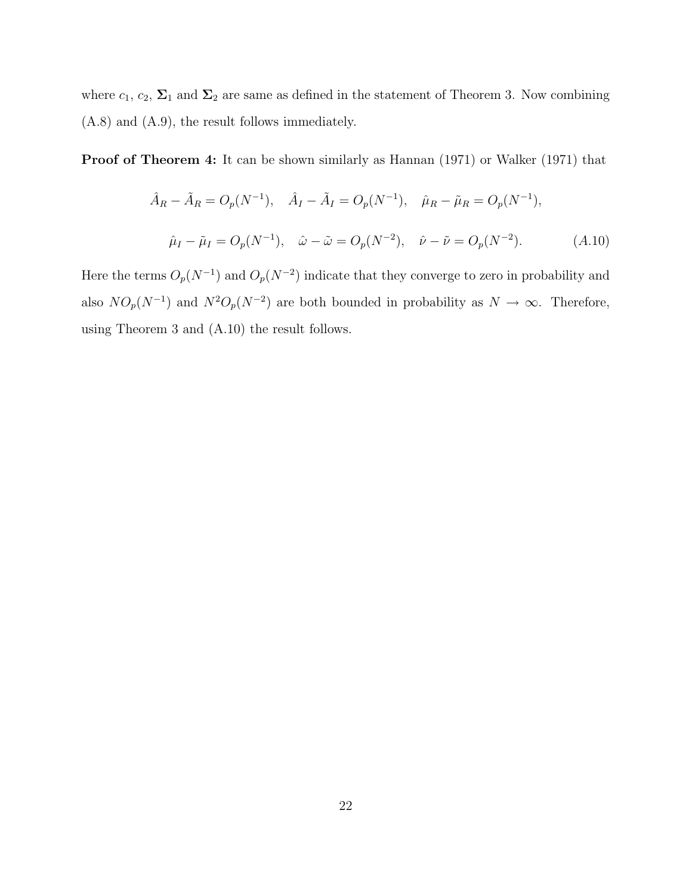where $c_1$, $c_2$, $\mathbf{\Sigma}_1$ and $\mathbf{\Sigma}_2$ are same as defined in the statement of Theorem 3. Now combining (A.8) and (A.9), the result follows immediately.

**Proof of Theorem 4:** It can be shown similarly as Hannan (1971) or Walker (1971) that

$$\hat{A}_R - \tilde{A}_R = O_p(N^{-1}), \quad \hat{A}_I - \tilde{A}_I = O_p(N^{-1}), \quad \hat{\mu}_R - \tilde{\mu}_R = O_p(N^{-1}),$$

$$\hat{\mu}_I - \tilde{\mu}_I = O_p(N^{-1}), \quad \hat{\omega} - \tilde{\omega} = O_p(N^{-2}), \quad \hat{\nu} - \tilde{\nu} = O_p(N^{-2}). \qquad (A.10)$$

Here the terms $O_p(N^{-1})$ and $O_p(N^{-2})$ indicate that they converge to zero in probability and also $NO_p(N^{-1})$ and $N^2O_p(N^{-2})$ are both bounded in probability as $N \to \infty$. Therefore, using Theorem 3 and (A.10) the result follows.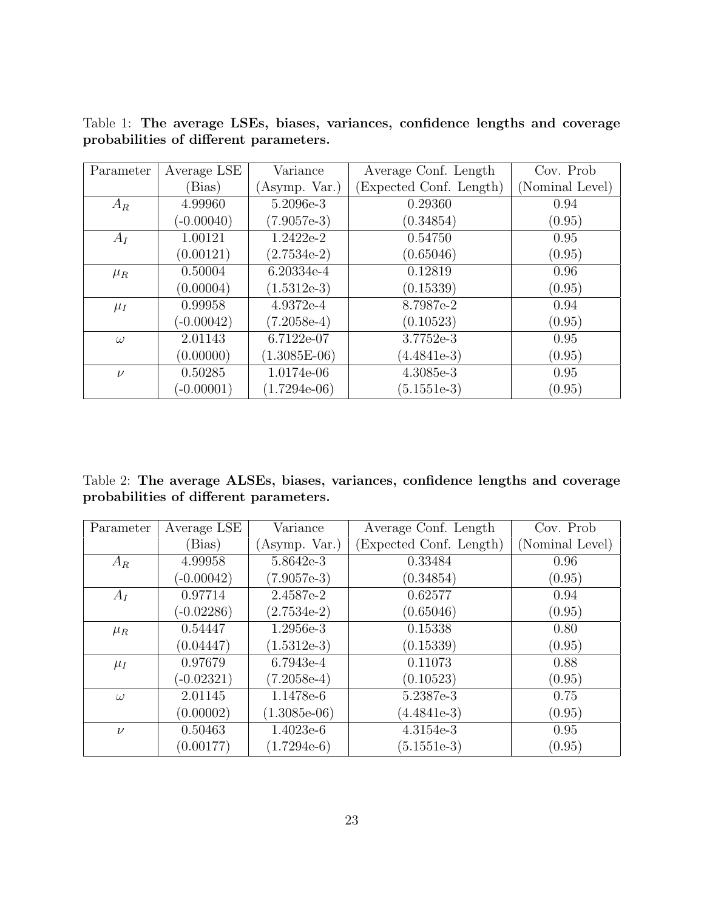Table 1: **The average LSEs, biases, variances, confidence lengths and coverage probabilities of different parameters.**

| Parameter | Average LSE (Bias) | Variance (Asymp. Var.) | Average Conf. Length (Expected Conf. Length) | Cov. Prob (Nominal Level) |
|---|---|---|---|---|
| $A_R$ | 4.99960 | 5.2096e-3 | 0.29360 | 0.94 |
| | (-0.00040) | (7.9057e-3) | (0.34854) | (0.95) |
| $A_I$ | 1.00121 | 1.2422e-2 | 0.54750 | 0.95 |
| | (0.00121) | (2.7534e-2) | (0.65046) | (0.95) |
| $\mu_R$ | 0.50004 | 6.20334e-4 | 0.12819 | 0.96 |
| | (0.00004) | (1.5312e-3) | (0.15339) | (0.95) |
| $\mu_I$ | 0.99958 | 4.9372e-4 | 8.7987e-2 | 0.94 |
| | (-0.00042) | (7.2058e-4) | (0.10523) | (0.95) |
| $\omega$ | 2.01143 | 6.7122e-07 | 3.7752e-3 | 0.95 |
| | (0.00000) | (1.3085E-06) | (4.4841e-3) | (0.95) |
| $\nu$ | 0.50285 | 1.0174e-06 | 4.3085e-3 | 0.95 |
| | (-0.00001) | (1.7294e-06) | (5.1551e-3) | (0.95) |

Table 2: **The average ALSEs, biases, variances, confidence lengths and coverage probabilities of different parameters.**

| Parameter | Average LSE (Bias) | Variance (Asymp. Var.) | Average Conf. Length (Expected Conf. Length) | Cov. Prob (Nominal Level) |
|---|---|---|---|---|
| $A_R$ | 4.99958 | 5.8642e-3 | 0.33484 | 0.96 |
| | (-0.00042) | (7.9057e-3) | (0.34854) | (0.95) |
| $A_I$ | 0.97714 | 2.4587e-2 | 0.62577 | 0.94 |
| | (-0.02286) | (2.7534e-2) | (0.65046) | (0.95) |
| $\mu_R$ | 0.54447 | 1.2956e-3 | 0.15338 | 0.80 |
| | (0.04447) | (1.5312e-3) | (0.15339) | (0.95) |
| $\mu_I$ | 0.97679 | 6.7943e-4 | 0.11073 | 0.88 |
| | (-0.02321) | (7.2058e-4) | (0.10523) | (0.95) |
| $\omega$ | 2.01145 | 1.1478e-6 | 5.2387e-3 | 0.75 |
| | (0.00002) | (1.3085e-06) | (4.4841e-3) | (0.95) |
| $\nu$ | 0.50463 | 1.4023e-6 | 4.3154e-3 | 0.95 |
| | (0.00177) | (1.7294e-6) | (5.1551e-3) | (0.95) |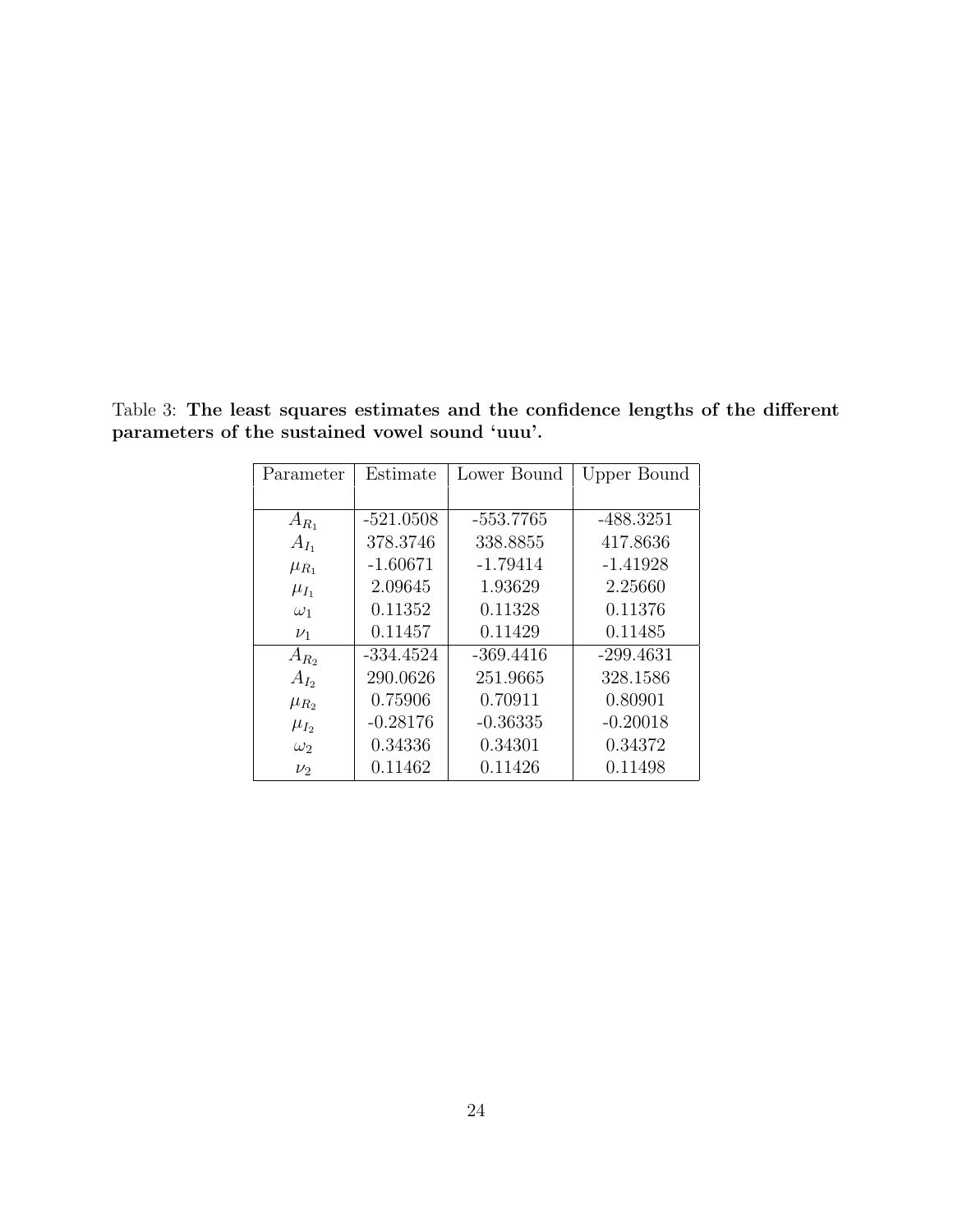Table 3: **The least squares estimates and the confidence lengths of the different parameters of the sustained vowel sound 'uuu'.**

| Parameter | Estimate | Lower Bound | Upper Bound |
|---|---|---|---|
| $A_{R_1}$ | -521.0508 | -553.7765 | -488.3251 |
| $A_{I_1}$ | 378.3746 | 338.8855 | 417.8636 |
| $\mu_{R_1}$ | -1.60671 | -1.79414 | -1.41928 |
| $\mu_{I_1}$ | 2.09645 | 1.93629 | 2.25660 |
| $\omega_1$ | 0.11352 | 0.11328 | 0.11376 |
| $\nu_1$ | 0.11457 | 0.11429 | 0.11485 |
| $A_{R_2}$ | -334.4524 | -369.4416 | -299.4631 |
| $A_{I_2}$ | 290.0626 | 251.9665 | 328.1586 |
| $\mu_{R_2}$ | 0.75906 | 0.70911 | 0.80901 |
| $\mu_{I_2}$ | -0.28176 | -0.36335 | -0.20018 |
| $\omega_2$ | 0.34336 | 0.34301 | 0.34372 |
| $\nu_2$ | 0.11462 | 0.11426 | 0.11498 |